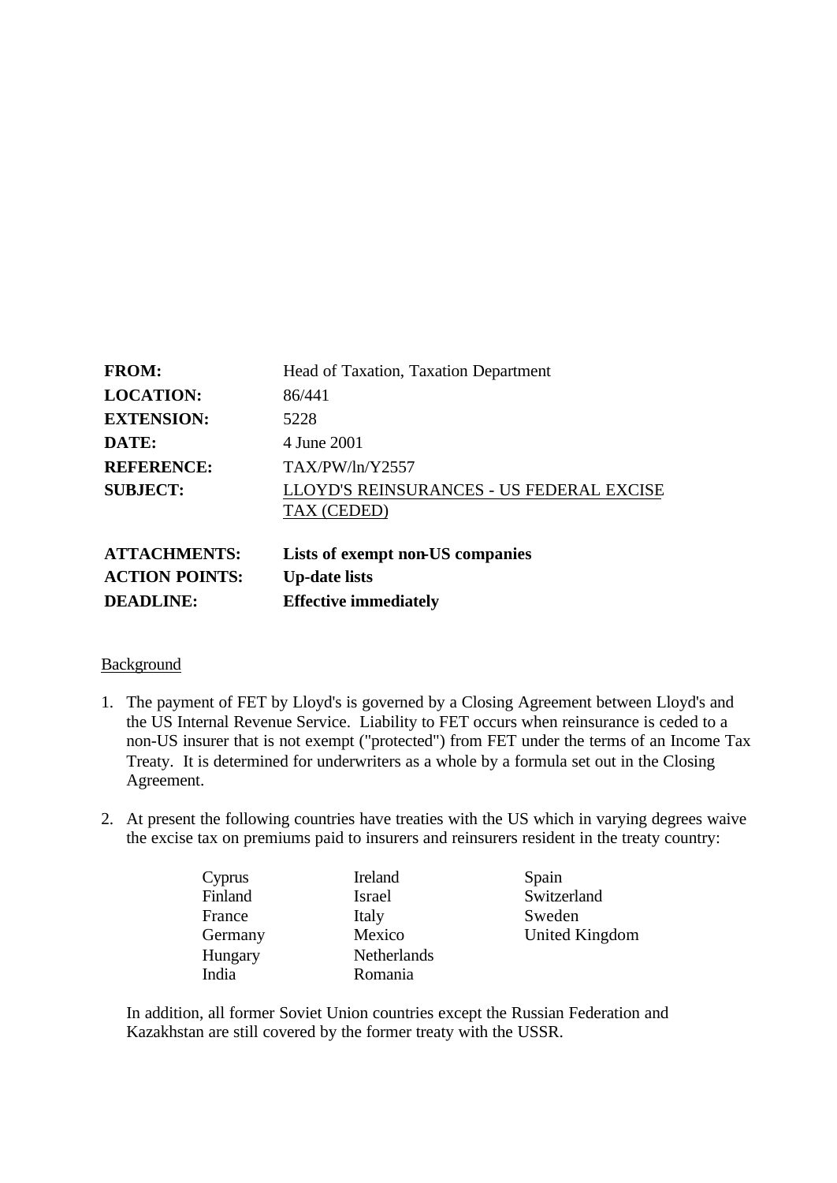| | |
|---|---|
| **FROM:** | Head of Taxation, Taxation Department |
| **LOCATION:** | 86/441 |
| **EXTENSION:** | 5228 |
| **DATE:** | 4 June 2001 |
| **REFERENCE:** | TAX/PW/ln/Y2557 |
| **SUBJECT:** | LLOYD'S REINSURANCES - US FEDERAL EXCISE TAX (CEDED) |
| **ATTACHMENTS:** | **Lists of exempt non-US companies** |
| **ACTION POINTS:** | **Up-date lists** |
| **DEADLINE:** | **Effective immediately** |

## Background

1. The payment of FET by Lloyd's is governed by a Closing Agreement between Lloyd's and the US Internal Revenue Service. Liability to FET occurs when reinsurance is ceded to a non-US insurer that is not exempt ("protected") from FET under the terms of an Income Tax Treaty. It is determined for underwriters as a whole by a formula set out in the Closing Agreement.

2. At present the following countries have treaties with the US which in varying degrees waive the excise tax on premiums paid to insurers and reinsurers resident in the treaty country:

| | | |
|---|---|---|
| Cyprus | Ireland | Spain |
| Finland | Israel | Switzerland |
| France | Italy | Sweden |
| Germany | Mexico | United Kingdom |
| Hungary | Netherlands | |
| India | Romania | |

   In addition, all former Soviet Union countries except the Russian Federation and Kazakhstan are still covered by the former treaty with the USSR.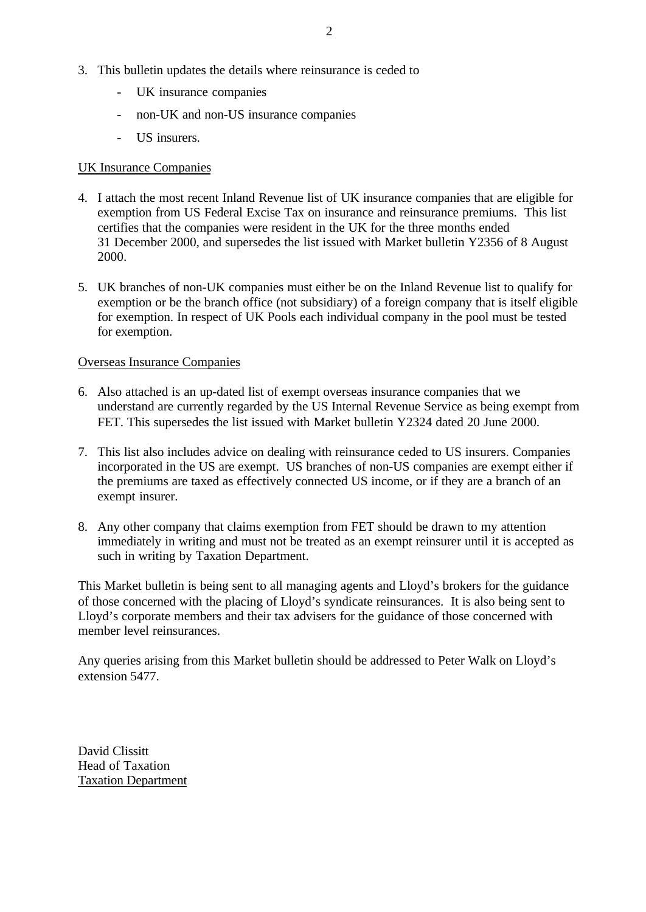3. This bulletin updates the details where reinsurance is ceded to

   - UK insurance companies
   - non-UK and non-US insurance companies
   - US insurers.

UK Insurance Companies

4. I attach the most recent Inland Revenue list of UK insurance companies that are eligible for exemption from US Federal Excise Tax on insurance and reinsurance premiums. This list certifies that the companies were resident in the UK for the three months ended 31 December 2000, and supersedes the list issued with Market bulletin Y2356 of 8 August 2000.

5. UK branches of non-UK companies must either be on the Inland Revenue list to qualify for exemption or be the branch office (not subsidiary) of a foreign company that is itself eligible for exemption. In respect of UK Pools each individual company in the pool must be tested for exemption.

Overseas Insurance Companies

6. Also attached is an up-dated list of exempt overseas insurance companies that we understand are currently regarded by the US Internal Revenue Service as being exempt from FET. This supersedes the list issued with Market bulletin Y2324 dated 20 June 2000.

7. This list also includes advice on dealing with reinsurance ceded to US insurers. Companies incorporated in the US are exempt. US branches of non-US companies are exempt either if the premiums are taxed as effectively connected US income, or if they are a branch of an exempt insurer.

8. Any other company that claims exemption from FET should be drawn to my attention immediately in writing and must not be treated as an exempt reinsurer until it is accepted as such in writing by Taxation Department.

This Market bulletin is being sent to all managing agents and Lloyd's brokers for the guidance of those concerned with the placing of Lloyd's syndicate reinsurances. It is also being sent to Lloyd's corporate members and their tax advisers for the guidance of those concerned with member level reinsurances.

Any queries arising from this Market bulletin should be addressed to Peter Walk on Lloyd's extension 5477.

David Clissitt
Head of Taxation
Taxation Department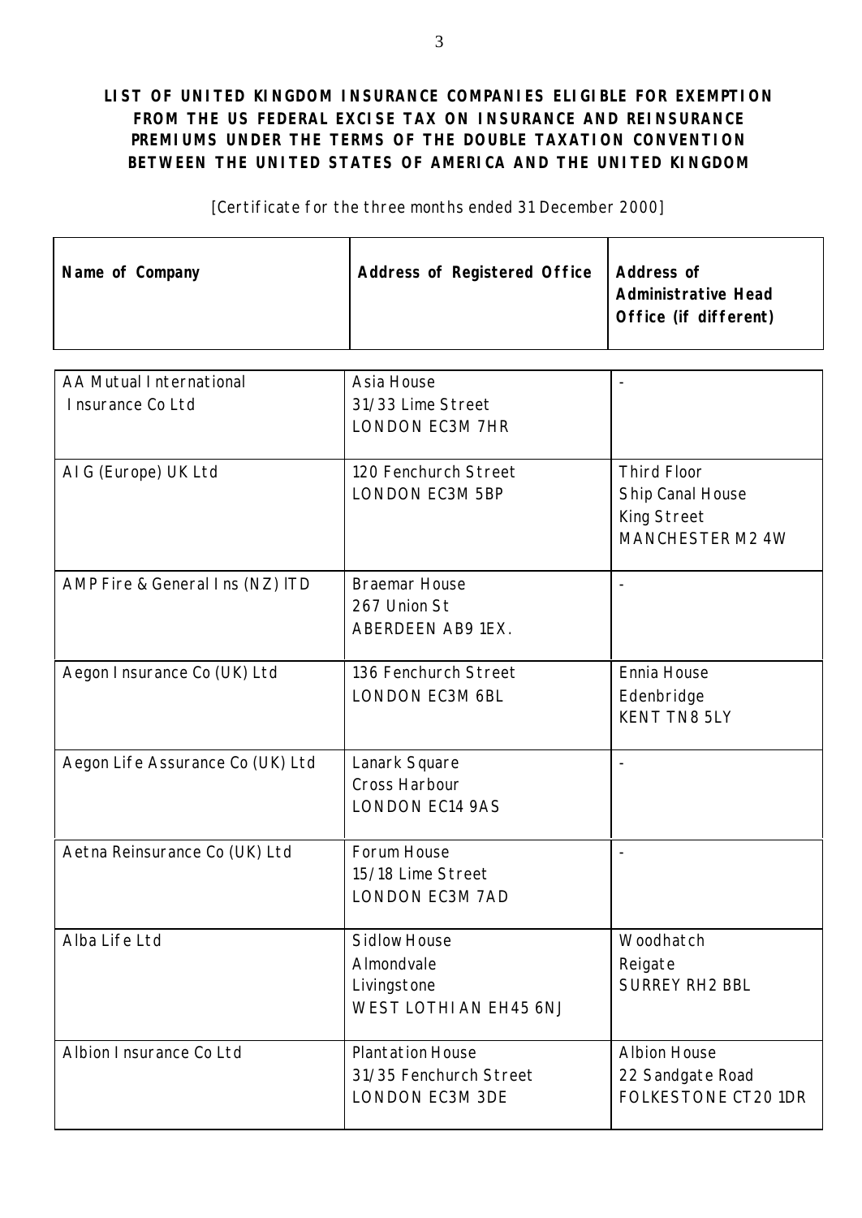**LIST OF UNITED KINGDOM INSURANCE COMPANIES ELIGIBLE FOR EXEMPTION FROM THE US FEDERAL EXCISE TAX ON INSURANCE AND REINSURANCE PREMIUMS UNDER THE TERMS OF THE DOUBLE TAXATION CONVENTION BETWEEN THE UNITED STATES OF AMERICA AND THE UNITED KINGDOM**

[Certificate for the three months ended 31 December 2000]

| Name of Company | Address of Registered Office | Address of Administrative Head Office (if different) |
|---|---|---|
| AA Mutual International Insurance Co Ltd | Asia House<br>31/33 Lime Street<br>LONDON EC3M 7HR | - |
| AIG (Europe) UK Ltd | 120 Fenchurch Street<br>LONDON EC3M 5BP | Third Floor<br>Ship Canal House<br>King Street<br>MANCHESTER M2 4W |
| AMP Fire & General Ins (NZ) ITD | Braemar House<br>267 Union St<br>ABERDEEN AB9 1EX. | - |
| Aegon Insurance Co (UK) Ltd | 136 Fenchurch Street<br>LONDON EC3M 6BL | Ennia House<br>Edenbridge<br>KENT TN8 5LY |
| Aegon Life Assurance Co (UK) Ltd | Lanark Square<br>Cross Harbour<br>LONDON EC14 9AS | - |
| Aetna Reinsurance Co (UK) Ltd | Forum House<br>15/18 Lime Street<br>LONDON EC3M 7AD | - |
| Alba Life Ltd | Sidlow House<br>Almondvale<br>Livingstone<br>WEST LOTHIAN EH45 6NJ | Woodhatch<br>Reigate<br>SURREY RH2 BBL |
| Albion Insurance Co Ltd | Plantation House<br>31/35 Fenchurch Street<br>LONDON EC3M 3DE | Albion House<br>22 Sandgate Road<br>FOLKESTONE CT20 1DR |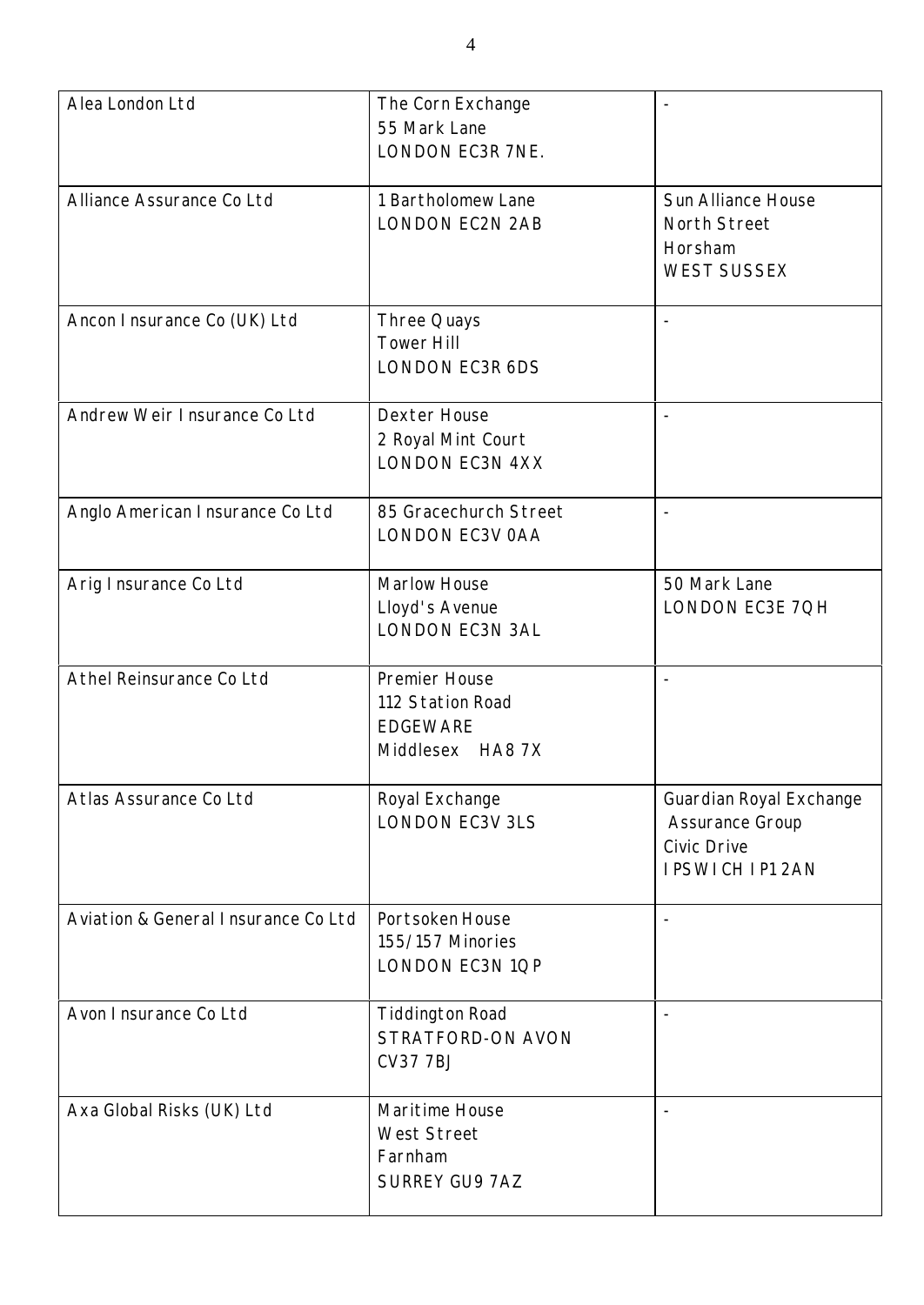| | | |
|---|---|---|
| Alea London Ltd | The Corn Exchange<br>55 Mark Lane<br>LONDON EC3R 7NE. | - |
| Alliance Assurance Co Ltd | 1 Bartholomew Lane<br>LONDON EC2N 2AB | Sun Alliance House<br>North Street<br>Horsham<br>WEST SUSSEX |
| Ancon Insurance Co (UK) Ltd | Three Quays<br>Tower Hill<br>LONDON EC3R 6DS | - |
| Andrew Weir Insurance Co Ltd | Dexter House<br>2 Royal Mint Court<br>LONDON EC3N 4XX | - |
| Anglo American Insurance Co Ltd | 85 Gracechurch Street<br>LONDON EC3V 0AA | - |
| Arig Insurance Co Ltd | Marlow House<br>Lloyd's Avenue<br>LONDON EC3N 3AL | 50 Mark Lane<br>LONDON EC3E 7QH |
| Athel Reinsurance Co Ltd | Premier House<br>112 Station Road<br>EDGEWARE<br>Middlesex HA8 7X | - |
| Atlas Assurance Co Ltd | Royal Exchange<br>LONDON EC3V 3LS | Guardian Royal Exchange Assurance Group<br>Civic Drive<br>IPSWICH IP1 2AN |
| Aviation & General Insurance Co Ltd | Portsoken House<br>155/157 Minories<br>LONDON EC3N 1QP | - |
| Avon Insurance Co Ltd | Tiddington Road<br>STRATFORD-ON AVON<br>CV37 7BJ | - |
| Axa Global Risks (UK) Ltd | Maritime House<br>West Street<br>Farnham<br>SURREY GU9 7AZ | - |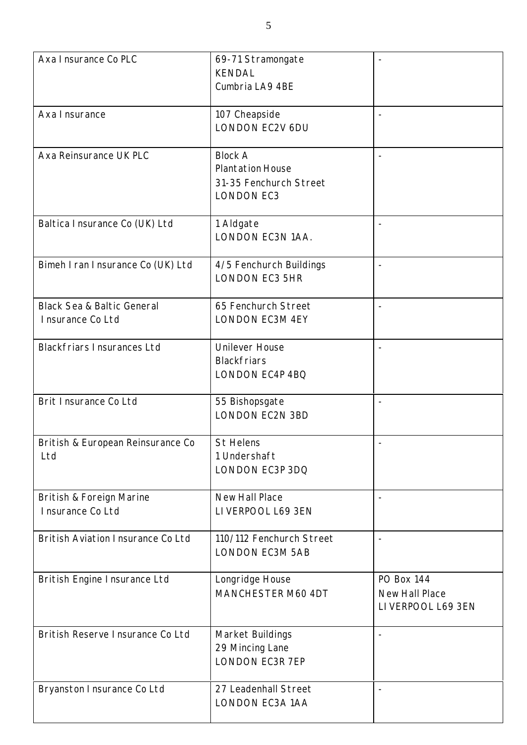| | | |
|---|---|---|
| Axa Insurance Co PLC | 69-71 Stramongate<br>KENDAL<br>Cumbria LA9 4BE | - |
| Axa Insurance | 107 Cheapside<br>LONDON EC2V 6DU | - |
| Axa Reinsurance UK PLC | Block A<br>Plantation House<br>31-35 Fenchurch Street<br>LONDON EC3 | - |
| Baltica Insurance Co (UK) Ltd | 1 Aldgate<br>LONDON EC3N 1AA. | - |
| Bimeh Iran Insurance Co (UK) Ltd | 4/5 Fenchurch Buildings<br>LONDON EC3 5HR | - |
| Black Sea & Baltic General Insurance Co Ltd | 65 Fenchurch Street<br>LONDON EC3M 4EY | - |
| Blackfriars Insurances Ltd | Unilever House<br>Blackfriars<br>LONDON EC4P 4BQ | - |
| Brit Insurance Co Ltd | 55 Bishopsgate<br>LONDON EC2N 3BD | - |
| British & European Reinsurance Co Ltd | St Helens<br>1 Undershaft<br>LONDON EC3P 3DQ | - |
| British & Foreign Marine Insurance Co Ltd | New Hall Place<br>LIVERPOOL L69 3EN | - |
| British Aviation Insurance Co Ltd | 110/112 Fenchurch Street<br>LONDON EC3M 5AB | - |
| British Engine Insurance Ltd | Longridge House<br>MANCHESTER M60 4DT | PO Box 144<br>New Hall Place<br>LIVERPOOL L69 3EN |
| British Reserve Insurance Co Ltd | Market Buildings<br>29 Mincing Lane<br>LONDON EC3R 7EP | - |
| Bryanston Insurance Co Ltd | 27 Leadenhall Street<br>LONDON EC3A 1AA | - |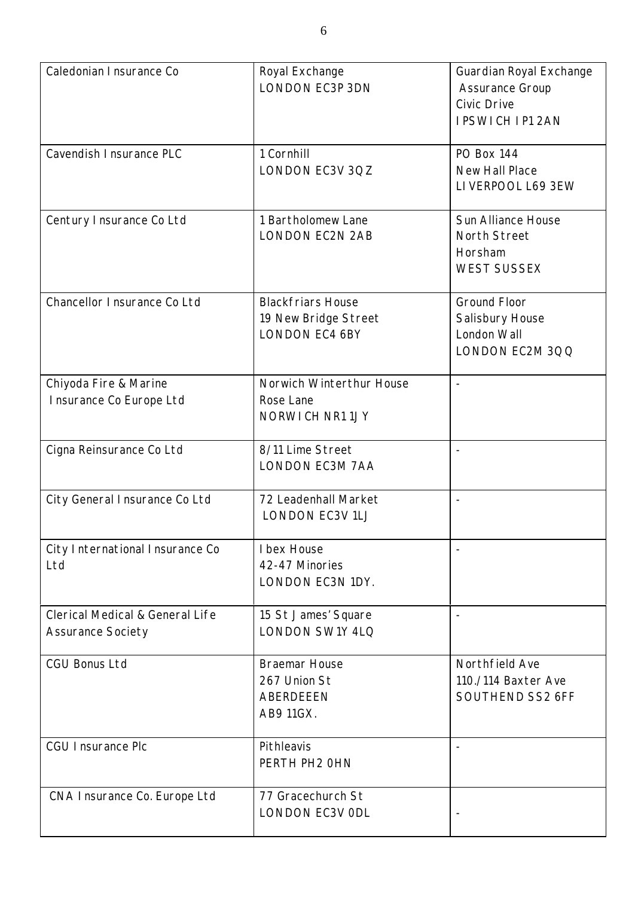| | | |
|---|---|---|
| Caledonian Insurance Co | Royal Exchange<br>LONDON EC3P 3DN | Guardian Royal Exchange Assurance Group<br>Civic Drive<br>IPSWICH IP1 2AN |
| Cavendish Insurance PLC | 1 Cornhill<br>LONDON EC3V 3QZ | PO Box 144<br>New Hall Place<br>LIVERPOOL L69 3EW |
| Century Insurance Co Ltd | 1 Bartholomew Lane<br>LONDON EC2N 2AB | Sun Alliance House<br>North Street<br>Horsham<br>WEST SUSSEX |
| Chancellor Insurance Co Ltd | Blackfriars House<br>19 New Bridge Street<br>LONDON EC4 6BY | Ground Floor<br>Salisbury House<br>London Wall<br>LONDON EC2M 3QQ |
| Chiyoda Fire & Marine Insurance Co Europe Ltd | Norwich Winterthur House<br>Rose Lane<br>NORWICH NR1 1JY | - |
| Cigna Reinsurance Co Ltd | 8/11 Lime Street<br>LONDON EC3M 7AA | - |
| City General Insurance Co Ltd | 72 Leadenhall Market<br>LONDON EC3V 1LJ | - |
| City International Insurance Co Ltd | Ibex House<br>42-47 Minories<br>LONDON EC3N 1DY. | - |
| Clerical Medical & General Life Assurance Society | 15 St James' Square<br>LONDON SW1Y 4LQ | - |
| CGU Bonus Ltd | Braemar House<br>267 Union St<br>ABERDEEEN<br>AB9 11GX. | Northfield Ave<br>110./114 Baxter Ave<br>SOUTHEND SS2 6FF |
| CGU Insurance Plc | Pithleavis<br>PERTH PH2 0HN | - |
| CNA Insurance Co. Europe Ltd | 77 Gracechurch St<br>LONDON EC3V 0DL | - |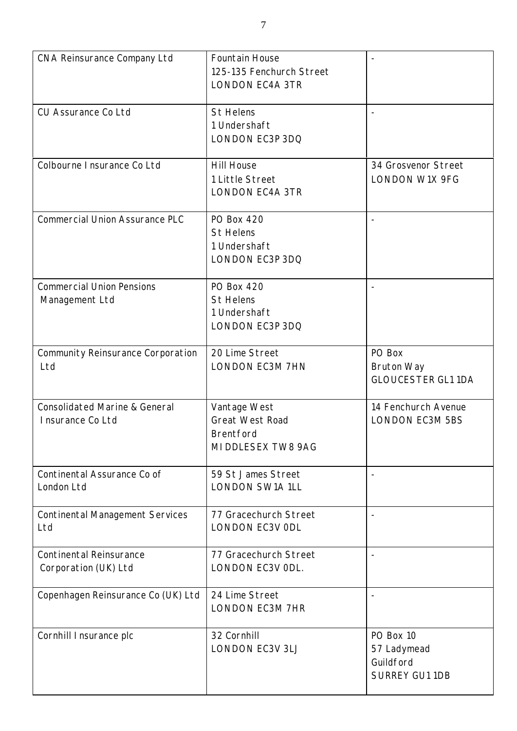| | | |
|---|---|---|
| CNA Reinsurance Company Ltd | Fountain House<br>125-135 Fenchurch Street<br>LONDON EC4A 3TR | - |
| CU Assurance Co Ltd | St Helens<br>1 Undershaft<br>LONDON EC3P 3DQ | - |
| Colbourne Insurance Co Ltd | Hill House<br>1 Little Street<br>LONDON EC4A 3TR | 34 Grosvenor Street<br>LONDON W1X 9FG |
| Commercial Union Assurance PLC | PO Box 420<br>St Helens<br>1 Undershaft<br>LONDON EC3P 3DQ | - |
| Commercial Union Pensions Management Ltd | PO Box 420<br>St Helens<br>1 Undershaft<br>LONDON EC3P 3DQ | - |
| Community Reinsurance Corporation Ltd | 20 Lime Street<br>LONDON EC3M 7HN | PO Box<br>Bruton Way<br>GLOUCESTER GL1 1DA |
| Consolidated Marine & General Insurance Co Ltd | Vantage West<br>Great West Road<br>Brentford<br>MIDDLESEX TW8 9AG | 14 Fenchurch Avenue<br>LONDON EC3M 5BS |
| Continental Assurance Co of London Ltd | 59 St James Street<br>LONDON SW1A 1LL | - |
| Continental Management Services Ltd | 77 Gracechurch Street<br>LONDON EC3V 0DL | - |
| Continental Reinsurance Corporation (UK) Ltd | 77 Gracechurch Street<br>LONDON EC3V 0DL. | - |
| Copenhagen Reinsurance Co (UK) Ltd | 24 Lime Street<br>LONDON EC3M 7HR | - |
| Cornhill Insurance plc | 32 Cornhill<br>LONDON EC3V 3LJ | PO Box 10<br>57 Ladymead<br>Guildford<br>SURREY GU1 1DB |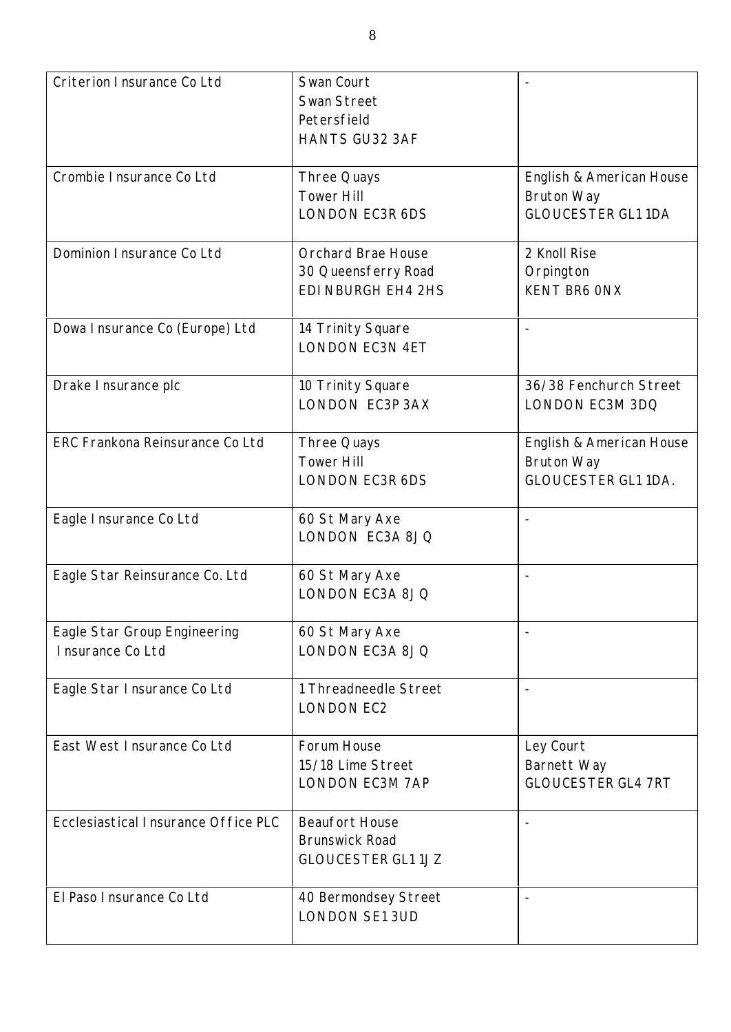| | | |
|---|---|---|
| Criterion Insurance Co Ltd | Swan Court<br>Swan Street<br>Petersfield<br>HANTS GU32 3AF | - |
| Crombie Insurance Co Ltd | Three Quays<br>Tower Hill<br>LONDON EC3R 6DS | English & American House<br>Bruton Way<br>GLOUCESTER GL1 1DA |
| Dominion Insurance Co Ltd | Orchard Brae House<br>30 Queensferry Road<br>EDINBURGH EH4 2HS | 2 Knoll Rise<br>Orpington<br>KENT BR6 0NX |
| Dowa Insurance Co (Europe) Ltd | 14 Trinity Square<br>LONDON EC3N 4ET | - |
| Drake Insurance plc | 10 Trinity Square<br>LONDON EC3P 3AX | 36/38 Fenchurch Street<br>LONDON EC3M 3DQ |
| ERC Frankona Reinsurance Co Ltd | Three Quays<br>Tower Hill<br>LONDON EC3R 6DS | English & American House<br>Bruton Way<br>GLOUCESTER GL1 1DA. |
| Eagle Insurance Co Ltd | 60 St Mary Axe<br>LONDON EC3A 8JQ | - |
| Eagle Star Reinsurance Co. Ltd | 60 St Mary Axe<br>LONDON EC3A 8JQ | - |
| Eagle Star Group Engineering Insurance Co Ltd | 60 St Mary Axe<br>LONDON EC3A 8JQ | - |
| Eagle Star Insurance Co Ltd | 1 Threadneedle Street<br>LONDON EC2 | - |
| East West Insurance Co Ltd | Forum House<br>15/18 Lime Street<br>LONDON EC3M 7AP | Ley Court<br>Barnett Way<br>GLOUCESTER GL4 7RT |
| Ecclesiastical Insurance Office PLC | Beaufort House<br>Brunswick Road<br>GLOUCESTER GL1 1JZ | - |
| El Paso Insurance Co Ltd | 40 Bermondsey Street<br>LONDON SE1 3UD | - |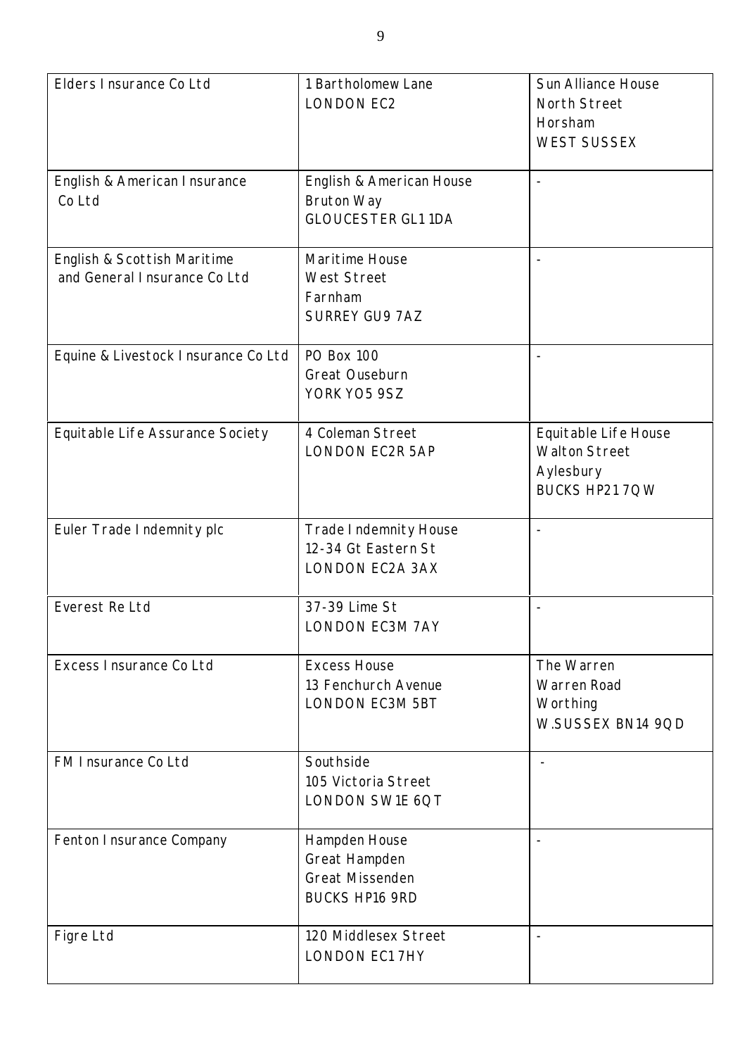| | | |
|---|---|---|
| Elders Insurance Co Ltd | 1 Bartholomew Lane<br>LONDON EC2 | Sun Alliance House<br>North Street<br>Horsham<br>WEST SUSSEX |
| English & American Insurance Co Ltd | English & American House<br>Bruton Way<br>GLOUCESTER GL1 1DA | - |
| English & Scottish Maritime and General Insurance Co Ltd | Maritime House<br>West Street<br>Farnham<br>SURREY GU9 7AZ | - |
| Equine & Livestock Insurance Co Ltd | PO Box 100<br>Great Ouseburn<br>YORK YO5 9SZ | - |
| Equitable Life Assurance Society | 4 Coleman Street<br>LONDON EC2R 5AP | Equitable Life House<br>Walton Street<br>Aylesbury<br>BUCKS HP21 7QW |
| Euler Trade Indemnity plc | Trade Indemnity House<br>12-34 Gt Eastern St<br>LONDON EC2A 3AX | - |
| Everest Re Ltd | 37-39 Lime St<br>LONDON EC3M 7AY | - |
| Excess Insurance Co Ltd | Excess House<br>13 Fenchurch Avenue<br>LONDON EC3M 5BT | The Warren<br>Warren Road<br>Worthing<br>W.SUSSEX BN14 9QD |
| FM Insurance Co Ltd | Southside<br>105 Victoria Street<br>LONDON SW1E 6QT | - |
| Fenton Insurance Company | Hampden House<br>Great Hampden<br>Great Missenden<br>BUCKS HP16 9RD | - |
| Figre Ltd | 120 Middlesex Street<br>LONDON EC1 7HY | - |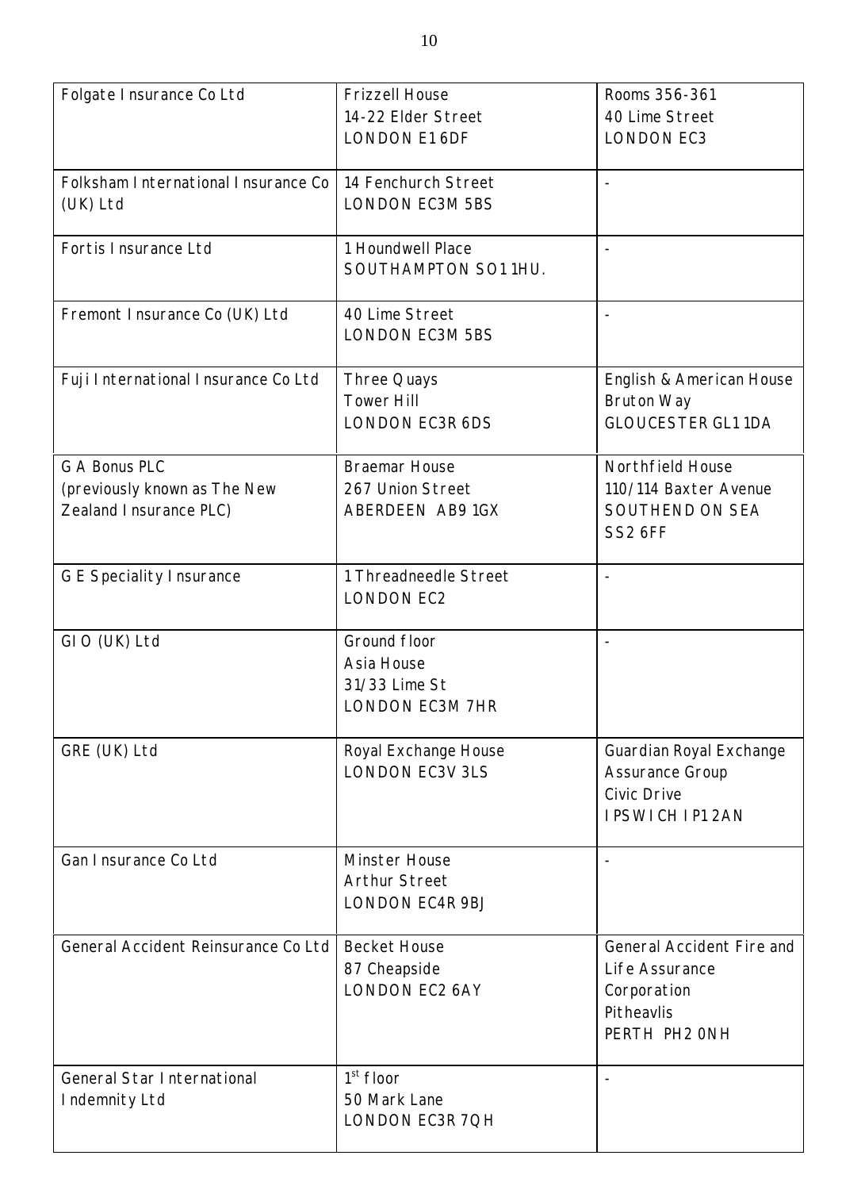| | | |
|---|---|---|
| Folgate Insurance Co Ltd | Frizzell House<br>14-22 Elder Street<br>LONDON E1 6DF | Rooms 356-361<br>40 Lime Street<br>LONDON EC3 |
| Folksham International Insurance Co (UK) Ltd | 14 Fenchurch Street<br>LONDON EC3M 5BS | - |
| Fortis Insurance Ltd | 1 Houndwell Place<br>SOUTHAMPTON SO1 1HU. | - |
| Fremont Insurance Co (UK) Ltd | 40 Lime Street<br>LONDON EC3M 5BS | - |
| Fuji International Insurance Co Ltd | Three Quays<br>Tower Hill<br>LONDON EC3R 6DS | English & American House<br>Bruton Way<br>GLOUCESTER GL1 1DA |
| G A Bonus PLC<br>(previously known as The New Zealand Insurance PLC) | Braemar House<br>267 Union Street<br>ABERDEEN AB9 1GX | Northfield House<br>110/114 Baxter Avenue<br>SOUTHEND ON SEA<br>SS2 6FF |
| G E Speciality Insurance | 1 Threadneedle Street<br>LONDON EC2 | - |
| GIO (UK) Ltd | Ground floor<br>Asia House<br>31/33 Lime St<br>LONDON EC3M 7HR | - |
| GRE (UK) Ltd | Royal Exchange House<br>LONDON EC3V 3LS | Guardian Royal Exchange Assurance Group<br>Civic Drive<br>IPSWICH IP1 2AN |
| Gan Insurance Co Ltd | Minster House<br>Arthur Street<br>LONDON EC4R 9BJ | - |
| General Accident Reinsurance Co Ltd | Becket House<br>87 Cheapside<br>LONDON EC2 6AY | General Accident Fire and Life Assurance Corporation<br>Pitheavlis<br>PERTH PH2 0NH |
| General Star International Indemnity Ltd | 1st floor<br>50 Mark Lane<br>LONDON EC3R 7QH | - |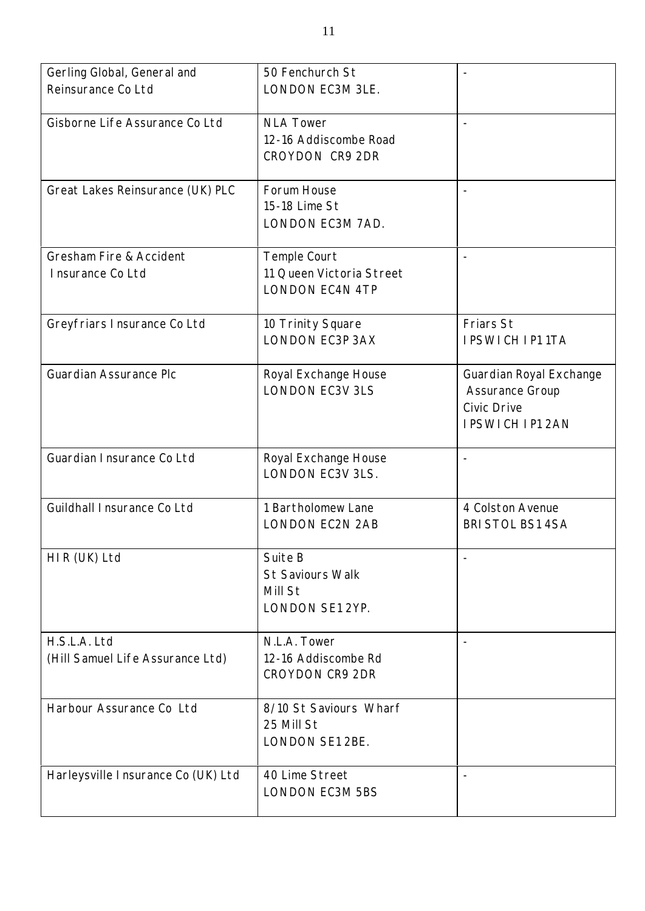| | | |
|---|---|---|
| Gerling Global, General and Reinsurance Co Ltd | 50 Fenchurch St<br>LONDON EC3M 3LE. | - |
| Gisborne Life Assurance Co Ltd | NLA Tower<br>12-16 Addiscombe Road<br>CROYDON CR9 2DR | - |
| Great Lakes Reinsurance (UK) PLC | Forum House<br>15-18 Lime St<br>LONDON EC3M 7AD. | - |
| Gresham Fire & Accident Insurance Co Ltd | Temple Court<br>11 Queen Victoria Street<br>LONDON EC4N 4TP | - |
| Greyfriars Insurance Co Ltd | 10 Trinity Square<br>LONDON EC3P 3AX | Friars St<br>IPSWICH IP1 1TA |
| Guardian Assurance Plc | Royal Exchange House<br>LONDON EC3V 3LS | Guardian Royal Exchange Assurance Group<br>Civic Drive<br>IPSWICH IP1 2AN |
| Guardian Insurance Co Ltd | Royal Exchange House<br>LONDON EC3V 3LS. | - |
| Guildhall Insurance Co Ltd | 1 Bartholomew Lane<br>LONDON EC2N 2AB | 4 Colston Avenue<br>BRISTOL BS1 4SA |
| HIR (UK) Ltd | Suite B<br>St Saviours Walk<br>Mill St<br>LONDON SE1 2YP. | - |
| H.S.L.A. Ltd<br>(Hill Samuel Life Assurance Ltd) | N.L.A. Tower<br>12-16 Addiscombe Rd<br>CROYDON CR9 2DR | - |
| Harbour Assurance Co Ltd | 8/10 St Saviours Wharf<br>25 Mill St<br>LONDON SE1 2BE. | |
| Harleysville Insurance Co (UK) Ltd | 40 Lime Street<br>LONDON EC3M 5BS | - |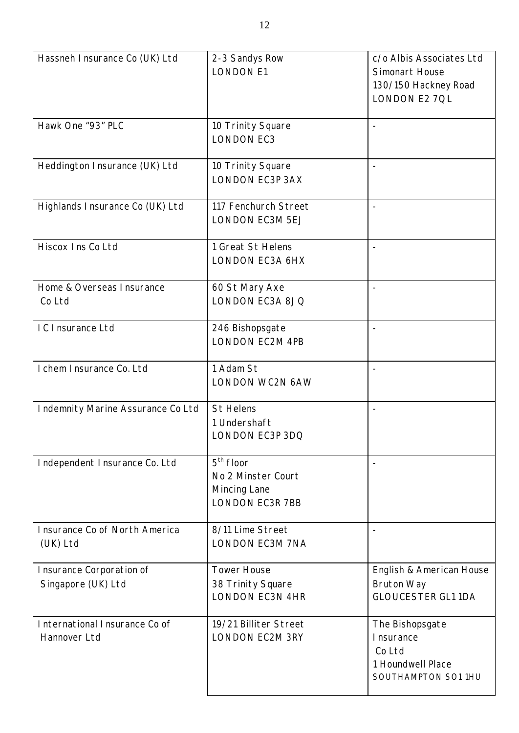| | | |
|---|---|---|
| Hassneh Insurance Co (UK) Ltd | 2-3 Sandys Row<br>LONDON E1 | c/o Albis Associates Ltd<br>Simonart House<br>130/150 Hackney Road<br>LONDON E2 7QL |
| Hawk One "93" PLC | 10 Trinity Square<br>LONDON EC3 | - |
| Heddington Insurance (UK) Ltd | 10 Trinity Square<br>LONDON EC3P 3AX | - |
| Highlands Insurance Co (UK) Ltd | 117 Fenchurch Street<br>LONDON EC3M 5EJ | - |
| Hiscox Ins Co Ltd | 1 Great St Helens<br>LONDON EC3A 6HX | - |
| Home & Overseas Insurance Co Ltd | 60 St Mary Axe<br>LONDON EC3A 8JQ | - |
| I C Insurance Ltd | 246 Bishopsgate<br>LONDON EC2M 4PB | - |
| Ichem Insurance Co. Ltd | 1 Adam St<br>LONDON WC2N 6AW | - |
| Indemnity Marine Assurance Co Ltd | St Helens<br>1 Undershaft<br>LONDON EC3P 3DQ | - |
| Independent Insurance Co. Ltd | 5th floor<br>No 2 Minster Court<br>Mincing Lane<br>LONDON EC3R 7BB | - |
| Insurance Co of North America (UK) Ltd | 8/11 Lime Street<br>LONDON EC3M 7NA | - |
| Insurance Corporation of Singapore (UK) Ltd | Tower House<br>38 Trinity Square<br>LONDON EC3N 4HR | English & American House<br>Bruton Way<br>GLOUCESTER GL1 1DA |
| International Insurance Co of Hannover Ltd | 19/21 Billiter Street<br>LONDON EC2M 3RY | The Bishopsgate Insurance Co Ltd<br>1 Houndwell Place<br>SOUTHAMPTON SO1 1HU |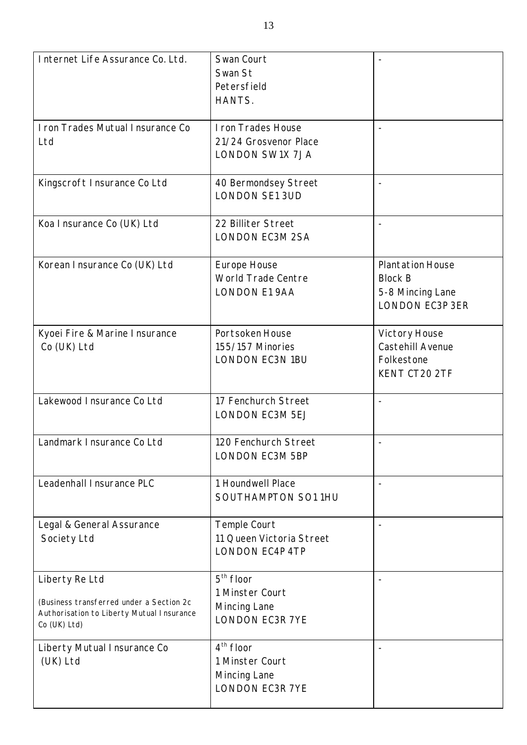| | | |
|---|---|---|
| Internet Life Assurance Co. Ltd. | Swan Court<br>Swan St<br>Petersfield<br>HANTS. | - |
| Iron Trades Mutual Insurance Co Ltd | Iron Trades House<br>21/24 Grosvenor Place<br>LONDON SW1X 7JA | - |
| Kingscroft Insurance Co Ltd | 40 Bermondsey Street<br>LONDON SE1 3UD | - |
| Koa Insurance Co (UK) Ltd | 22 Billiter Street<br>LONDON EC3M 2SA | - |
| Korean Insurance Co (UK) Ltd | Europe House<br>World Trade Centre<br>LONDON E1 9AA | Plantation House<br>Block B<br>5-8 Mincing Lane<br>LONDON EC3P 3ER |
| Kyoei Fire & Marine Insurance Co (UK) Ltd | Portsoken House<br>155/157 Minories<br>LONDON EC3N 1BU | Victory House<br>Castehill Avenue<br>Folkestone<br>KENT CT20 2TF |
| Lakewood Insurance Co Ltd | 17 Fenchurch Street<br>LONDON EC3M 5EJ | - |
| Landmark Insurance Co Ltd | 120 Fenchurch Street<br>LONDON EC3M 5BP | - |
| Leadenhall Insurance PLC | 1 Houndwell Place<br>SOUTHAMPTON SO1 1HU | - |
| Legal & General Assurance Society Ltd | Temple Court<br>11 Queen Victoria Street<br>LONDON EC4P 4TP | - |
| Liberty Re Ltd<br>(Business transferred under a Section 2c Authorisation to Liberty Mutual Insurance Co (UK) Ltd) | 5th floor<br>1 Minster Court<br>Mincing Lane<br>LONDON EC3R 7YE | - |
| Liberty Mutual Insurance Co (UK) Ltd | 4th floor<br>1 Minster Court<br>Mincing Lane<br>LONDON EC3R 7YE | - |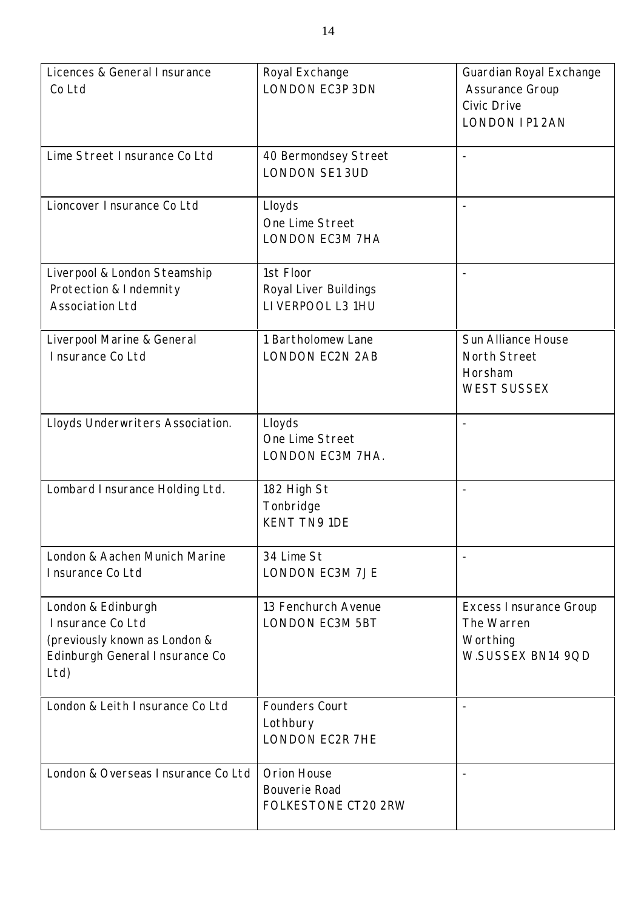| | | |
|---|---|---|
| Licences & General Insurance Co Ltd | Royal Exchange LONDON EC3P 3DN | Guardian Royal Exchange Assurance Group Civic Drive LONDON IP1 2AN |
| Lime Street Insurance Co Ltd | 40 Bermondsey Street LONDON SE1 3UD | - |
| Lioncover Insurance Co Ltd | Lloyds One Lime Street LONDON EC3M 7HA | - |
| Liverpool & London Steamship Protection & Indemnity Association Ltd | 1st Floor Royal Liver Buildings LIVERPOOL L3 1HU | - |
| Liverpool Marine & General Insurance Co Ltd | 1 Bartholomew Lane LONDON EC2N 2AB | Sun Alliance House North Street Horsham WEST SUSSEX |
| Lloyds Underwriters Association. | Lloyds One Lime Street LONDON EC3M 7HA. | - |
| Lombard Insurance Holding Ltd. | 182 High St Tonbridge KENT TN9 1DE | - |
| London & Aachen Munich Marine Insurance Co Ltd | 34 Lime St LONDON EC3M 7JE | - |
| London & Edinburgh Insurance Co Ltd (previously known as London & Edinburgh General Insurance Co Ltd) | 13 Fenchurch Avenue LONDON EC3M 5BT | Excess Insurance Group The Warren Worthing W.SUSSEX BN14 9QD |
| London & Leith Insurance Co Ltd | Founders Court Lothbury LONDON EC2R 7HE | - |
| London & Overseas Insurance Co Ltd | Orion House Bouverie Road FOLKESTONE CT20 2RW | - |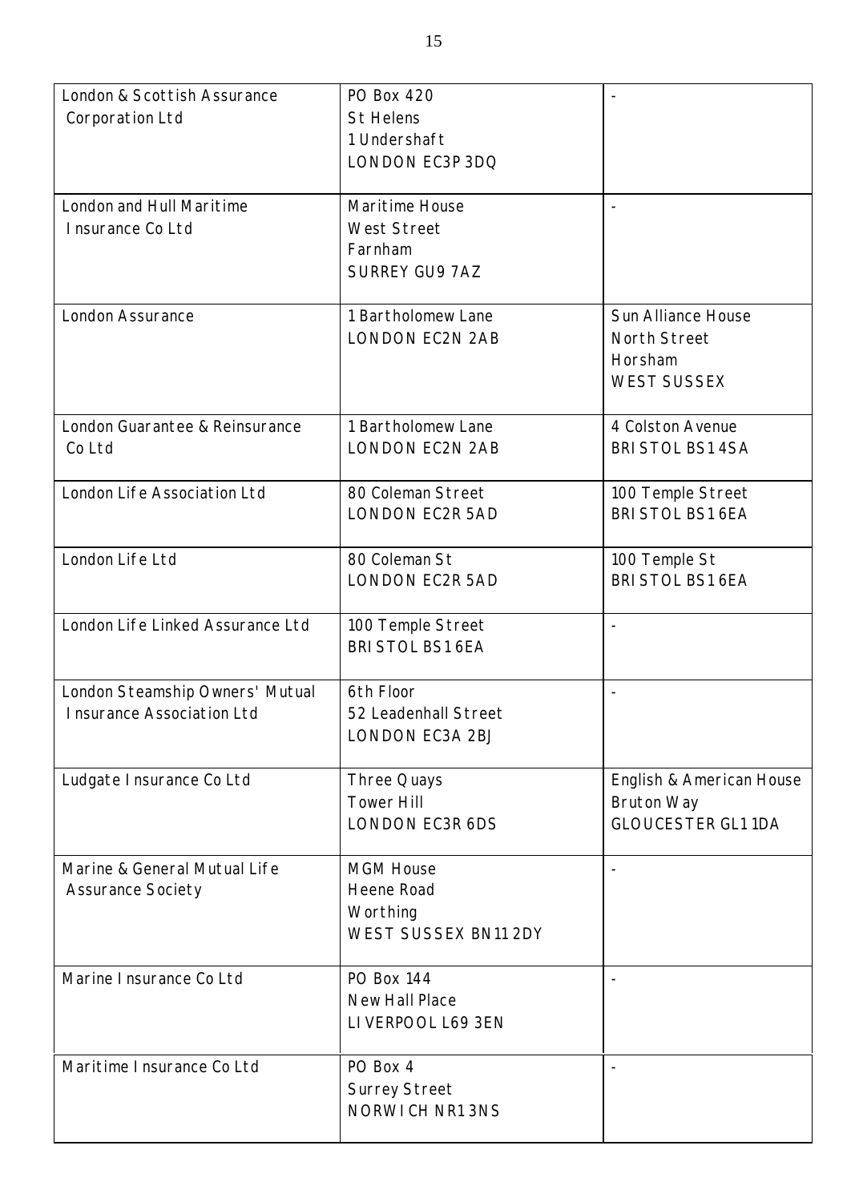| | | |
|---|---|---|
| London & Scottish Assurance Corporation Ltd | PO Box 420<br>St Helens<br>1 Undershaft<br>LONDON EC3P 3DQ | - |
| London and Hull Maritime Insurance Co Ltd | Maritime House<br>West Street<br>Farnham<br>SURREY GU9 7AZ | - |
| London Assurance | 1 Bartholomew Lane<br>LONDON EC2N 2AB | Sun Alliance House<br>North Street<br>Horsham<br>WEST SUSSEX |
| London Guarantee & Reinsurance Co Ltd | 1 Bartholomew Lane<br>LONDON EC2N 2AB | 4 Colston Avenue<br>BRISTOL BS1 4SA |
| London Life Association Ltd | 80 Coleman Street<br>LONDON EC2R 5AD | 100 Temple Street<br>BRISTOL BS1 6EA |
| London Life Ltd | 80 Coleman St<br>LONDON EC2R 5AD | 100 Temple St<br>BRISTOL BS1 6EA |
| London Life Linked Assurance Ltd | 100 Temple Street<br>BRISTOL BS1 6EA | - |
| London Steamship Owners' Mutual Insurance Association Ltd | 6th Floor<br>52 Leadenhall Street<br>LONDON EC3A 2BJ | - |
| Ludgate Insurance Co Ltd | Three Quays<br>Tower Hill<br>LONDON EC3R 6DS | English & American House<br>Bruton Way<br>GLOUCESTER GL1 1DA |
| Marine & General Mutual Life Assurance Society | MGM House<br>Heene Road<br>Worthing<br>WEST SUSSEX BN11 2DY | - |
| Marine Insurance Co Ltd | PO Box 144<br>New Hall Place<br>LIVERPOOL L69 3EN | - |
| Maritime Insurance Co Ltd | PO Box 4<br>Surrey Street<br>NORWICH NR1 3NS | - |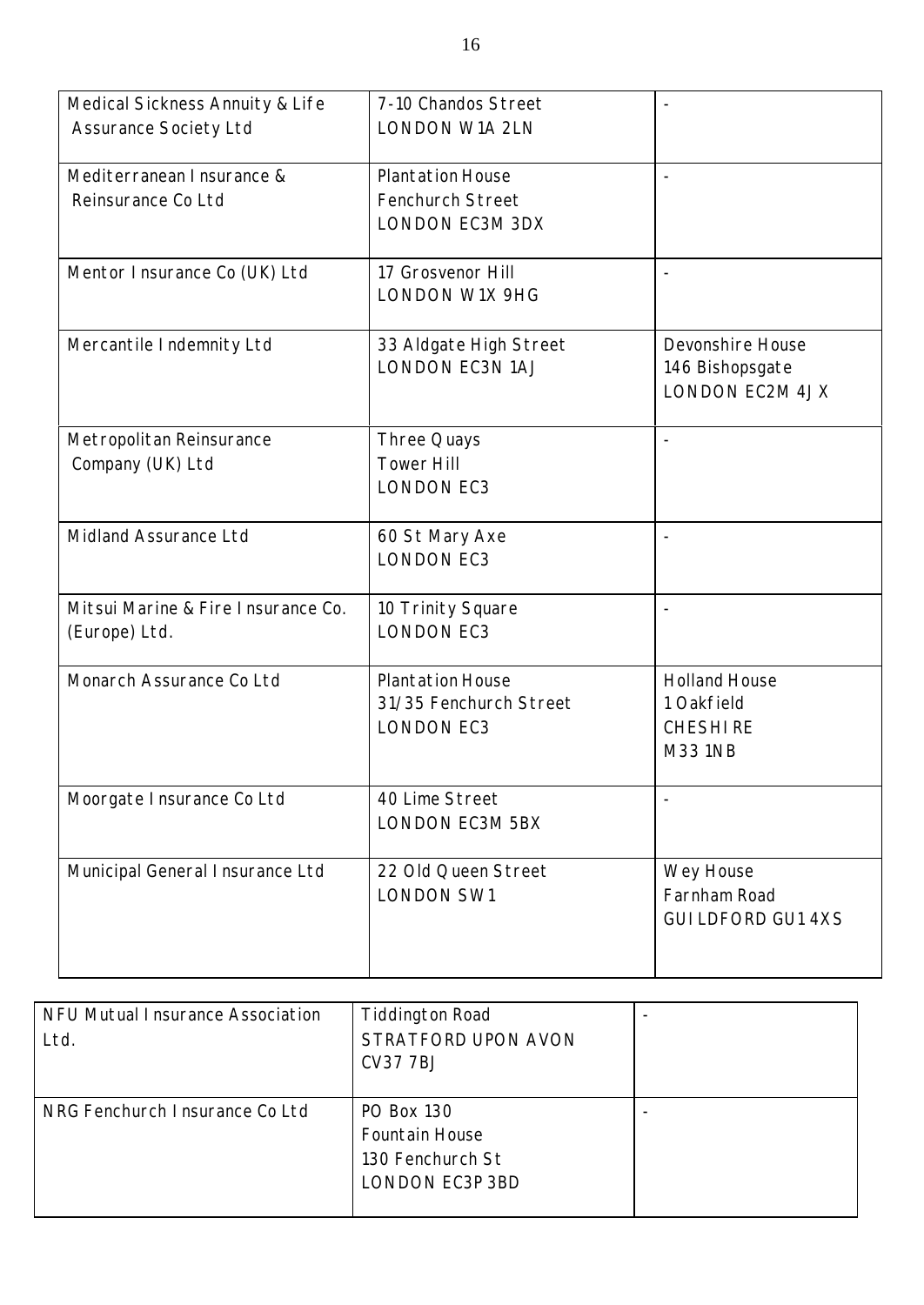| | | |
|---|---|---|
| Medical Sickness Annuity & Life Assurance Society Ltd | 7-10 Chandos Street LONDON W1A 2LN | - |
| Mediterranean Insurance & Reinsurance Co Ltd | Plantation House Fenchurch Street LONDON EC3M 3DX | - |
| Mentor Insurance Co (UK) Ltd | 17 Grosvenor Hill LONDON W1X 9HG | - |
| Mercantile Indemnity Ltd | 33 Aldgate High Street LONDON EC3N 1AJ | Devonshire House 146 Bishopsgate LONDON EC2M 4JX |
| Metropolitan Reinsurance Company (UK) Ltd | Three Quays Tower Hill LONDON EC3 | - |
| Midland Assurance Ltd | 60 St Mary Axe LONDON EC3 | - |
| Mitsui Marine & Fire Insurance Co. (Europe) Ltd. | 10 Trinity Square LONDON EC3 | - |
| Monarch Assurance Co Ltd | Plantation House 31/35 Fenchurch Street LONDON EC3 | Holland House 1 Oakfield CHESHIRE M33 1NB |
| Moorgate Insurance Co Ltd | 40 Lime Street LONDON EC3M 5BX | - |
| Municipal General Insurance Ltd | 22 Old Queen Street LONDON SW1 | Wey House Farnham Road GUILDFORD GU1 4XS |
| NFU Mutual Insurance Association Ltd. | Tiddington Road STRATFORD UPON AVON CV37 7BJ | - |
| NRG Fenchurch Insurance Co Ltd | PO Box 130 Fountain House 130 Fenchurch St LONDON EC3P 3BD | - |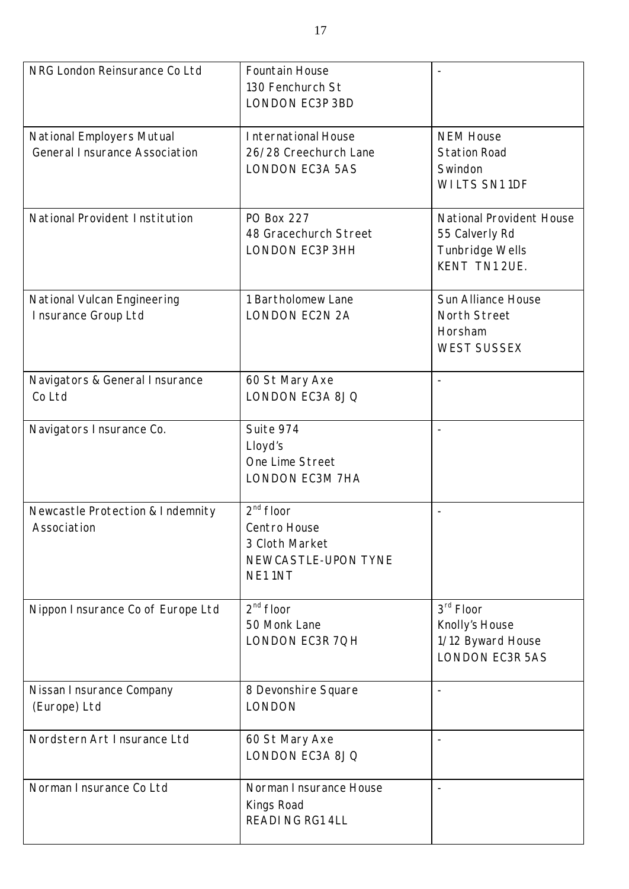| | | |
|---|---|---|
| NRG London Reinsurance Co Ltd | Fountain House<br>130 Fenchurch St<br>LONDON EC3P 3BD | - |
| National Employers Mutual General Insurance Association | International House<br>26/28 Creechurch Lane<br>LONDON EC3A 5AS | NEM House<br>Station Road<br>Swindon<br>WILTS SN1 1DF |
| National Provident Institution | PO Box 227<br>48 Gracechurch Street<br>LONDON EC3P 3HH | National Provident House<br>55 Calverly Rd<br>Tunbridge Wells<br>KENT TN1 2UE. |
| National Vulcan Engineering Insurance Group Ltd | 1 Bartholomew Lane<br>LONDON EC2N 2A | Sun Alliance House<br>North Street<br>Horsham<br>WEST SUSSEX |
| Navigators & General Insurance Co Ltd | 60 St Mary Axe<br>LONDON EC3A 8JQ | - |
| Navigators Insurance Co. | Suite 974<br>Lloyd's<br>One Lime Street<br>LONDON EC3M 7HA | - |
| Newcastle Protection & Indemnity Association | 2nd floor<br>Centro House<br>3 Cloth Market<br>NEWCASTLE-UPON TYNE<br>NE1 1NT | - |
| Nippon Insurance Co of Europe Ltd | 2nd floor<br>50 Monk Lane<br>LONDON EC3R 7QH | 3rd Floor<br>Knolly's House<br>1/12 Byward House<br>LONDON EC3R 5AS |
| Nissan Insurance Company (Europe) Ltd | 8 Devonshire Square<br>LONDON | - |
| Nordstern Art Insurance Ltd | 60 St Mary Axe<br>LONDON EC3A 8JQ | - |
| Norman Insurance Co Ltd | Norman Insurance House<br>Kings Road<br>READING RG1 4LL | - |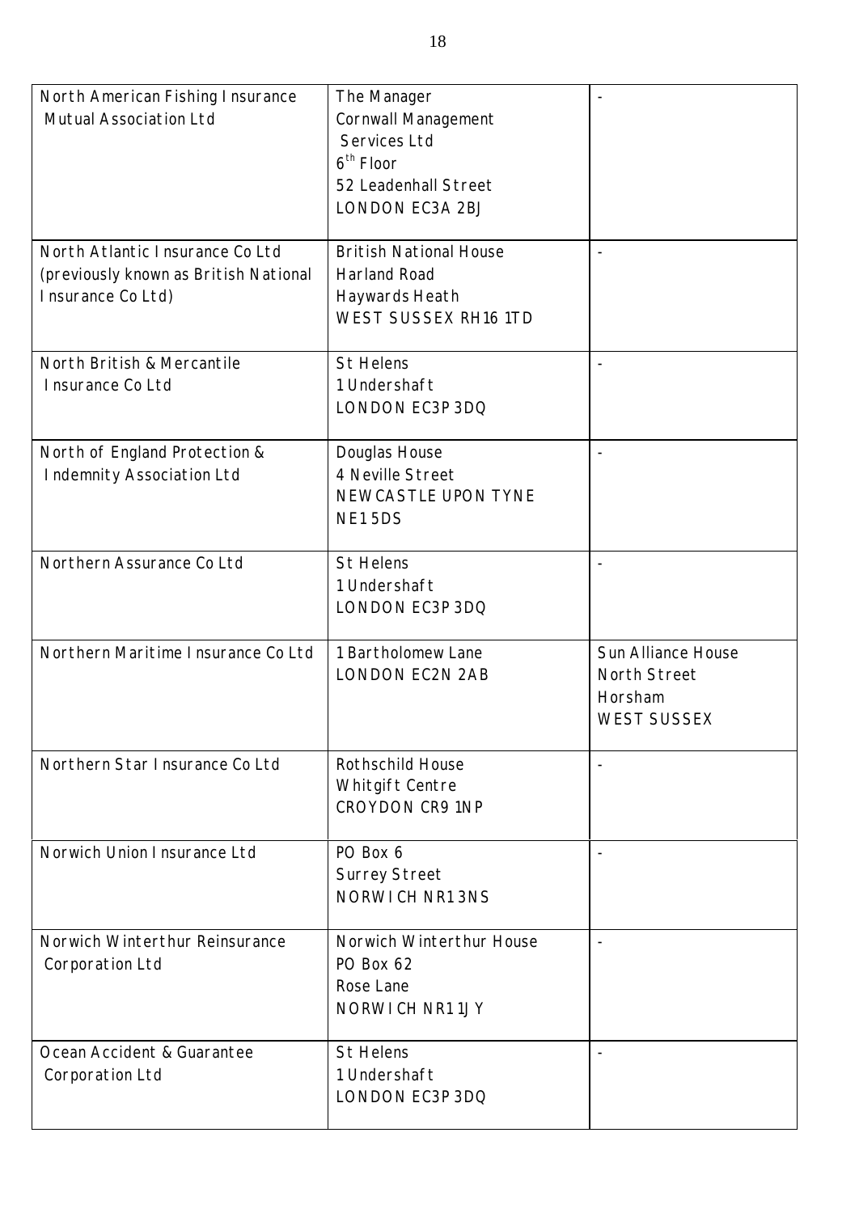| | | |
|---|---|---|
| North American Fishing Insurance Mutual Association Ltd | The Manager<br>Cornwall Management Services Ltd<br>6th Floor<br>52 Leadenhall Street<br>LONDON EC3A 2BJ | - |
| North Atlantic Insurance Co Ltd (previously known as British National Insurance Co Ltd) | British National House<br>Harland Road<br>Haywards Heath<br>WEST SUSSEX RH16 1TD | - |
| North British & Mercantile Insurance Co Ltd | St Helens<br>1 Undershaft<br>LONDON EC3P 3DQ | - |
| North of England Protection & Indemnity Association Ltd | Douglas House<br>4 Neville Street<br>NEWCASTLE UPON TYNE<br>NE1 5DS | - |
| Northern Assurance Co Ltd | St Helens<br>1 Undershaft<br>LONDON EC3P 3DQ | - |
| Northern Maritime Insurance Co Ltd | 1 Bartholomew Lane<br>LONDON EC2N 2AB | Sun Alliance House<br>North Street<br>Horsham<br>WEST SUSSEX |
| Northern Star Insurance Co Ltd | Rothschild House<br>Whitgift Centre<br>CROYDON CR9 1NP | - |
| Norwich Union Insurance Ltd | PO Box 6<br>Surrey Street<br>NORWICH NR1 3NS | - |
| Norwich Winterthur Reinsurance Corporation Ltd | Norwich Winterthur House<br>PO Box 62<br>Rose Lane<br>NORWICH NR1 1JY | - |
| Ocean Accident & Guarantee Corporation Ltd | St Helens<br>1 Undershaft<br>LONDON EC3P 3DQ | - |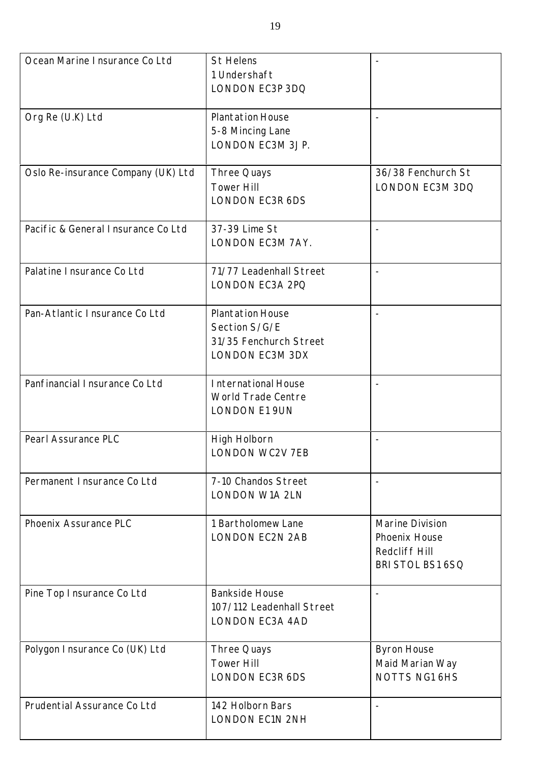| | | |
|---|---|---|
| Ocean Marine Insurance Co Ltd | St Helens<br>1 Undershaft<br>LONDON EC3P 3DQ | - |
| Org Re (U.K) Ltd | Plantation House<br>5-8 Mincing Lane<br>LONDON EC3M 3JP. | - |
| Oslo Re-insurance Company (UK) Ltd | Three Quays<br>Tower Hill<br>LONDON EC3R 6DS | 36/38 Fenchurch St<br>LONDON EC3M 3DQ |
| Pacific & General Insurance Co Ltd | 37-39 Lime St<br>LONDON EC3M 7AY. | - |
| Palatine Insurance Co Ltd | 71/77 Leadenhall Street<br>LONDON EC3A 2PQ | - |
| Pan-Atlantic Insurance Co Ltd | Plantation House<br>Section S/G/E<br>31/35 Fenchurch Street<br>LONDON EC3M 3DX | - |
| Panfinancial Insurance Co Ltd | International House<br>World Trade Centre<br>LONDON E1 9UN | - |
| Pearl Assurance PLC | High Holborn<br>LONDON WC2V 7EB | - |
| Permanent Insurance Co Ltd | 7-10 Chandos Street<br>LONDON W1A 2LN | - |
| Phoenix Assurance PLC | 1 Bartholomew Lane<br>LONDON EC2N 2AB | Marine Division<br>Phoenix House<br>Redcliff Hill<br>BRISTOL BS1 6SQ |
| Pine Top Insurance Co Ltd | Bankside House<br>107/112 Leadenhall Street<br>LONDON EC3A 4AD | - |
| Polygon Insurance Co (UK) Ltd | Three Quays<br>Tower Hill<br>LONDON EC3R 6DS | Byron House<br>Maid Marian Way<br>NOTTS NG1 6HS |
| Prudential Assurance Co Ltd | 142 Holborn Bars<br>LONDON EC1N 2NH | - |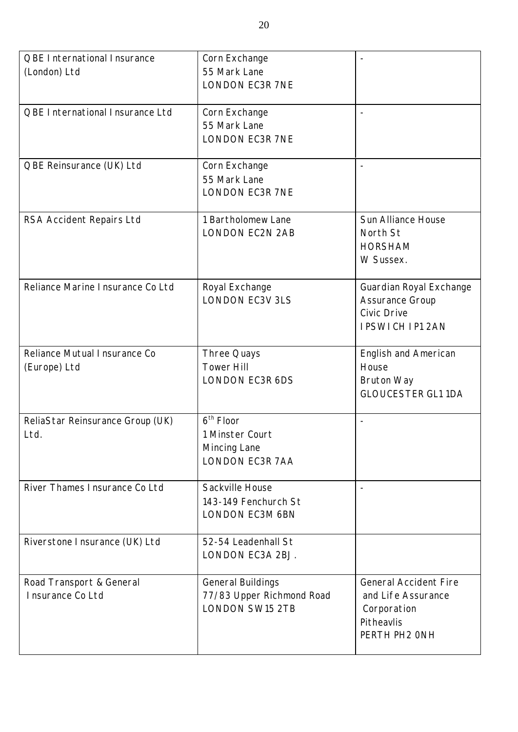| | | |
|---|---|---|
| QBE International Insurance (London) Ltd | Corn Exchange<br>55 Mark Lane<br>LONDON EC3R 7NE | - |
| QBE International Insurance Ltd | Corn Exchange<br>55 Mark Lane<br>LONDON EC3R 7NE | - |
| QBE Reinsurance (UK) Ltd | Corn Exchange<br>55 Mark Lane<br>LONDON EC3R 7NE | - |
| RSA Accident Repairs Ltd | 1 Bartholomew Lane<br>LONDON EC2N 2AB | Sun Alliance House<br>North St<br>HORSHAM<br>W Sussex. |
| Reliance Marine Insurance Co Ltd | Royal Exchange<br>LONDON EC3V 3LS | Guardian Royal Exchange Assurance Group<br>Civic Drive<br>IPSWICH IP1 2AN |
| Reliance Mutual Insurance Co (Europe) Ltd | Three Quays<br>Tower Hill<br>LONDON EC3R 6DS | English and American House<br>Bruton Way<br>GLOUCESTER GL1 1DA |
| ReliaStar Reinsurance Group (UK) Ltd. | 6th Floor<br>1 Minster Court<br>Mincing Lane<br>LONDON EC3R 7AA | - |
| River Thames Insurance Co Ltd | Sackville House<br>143-149 Fenchurch St<br>LONDON EC3M 6BN | - |
| Riverstone Insurance (UK) Ltd | 52-54 Leadenhall St<br>LONDON EC3A 2BJ. | |
| Road Transport & General Insurance Co Ltd | General Buildings<br>77/83 Upper Richmond Road<br>LONDON SW15 2TB | General Accident Fire and Life Assurance Corporation<br>Pitheavlis<br>PERTH PH2 0NH |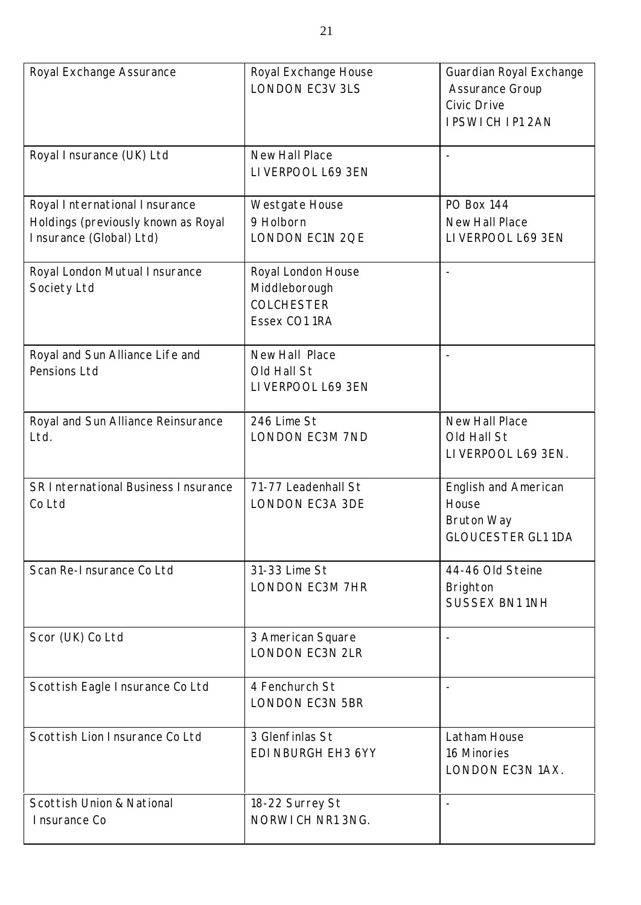| | | |
|---|---|---|
| Royal Exchange Assurance | Royal Exchange House<br>LONDON EC3V 3LS | Guardian Royal Exchange Assurance Group<br>Civic Drive<br>IPSWICH IP1 2AN |
| Royal Insurance (UK) Ltd | New Hall Place<br>LIVERPOOL L69 3EN | - |
| Royal International Insurance Holdings (previously known as Royal Insurance (Global) Ltd) | Westgate House<br>9 Holborn<br>LONDON EC1N 2QE | PO Box 144<br>New Hall Place<br>LIVERPOOL L69 3EN |
| Royal London Mutual Insurance Society Ltd | Royal London House<br>Middleborough<br>COLCHESTER<br>Essex CO1 1RA | - |
| Royal and Sun Alliance Life and Pensions Ltd | New Hall Place<br>Old Hall St<br>LIVERPOOL L69 3EN | - |
| Royal and Sun Alliance Reinsurance Ltd. | 246 Lime St<br>LONDON EC3M 7ND | New Hall Place<br>Old Hall St<br>LIVERPOOL L69 3EN. |
| SR International Business Insurance Co Ltd | 71-77 Leadenhall St<br>LONDON EC3A 3DE | English and American House<br>Bruton Way<br>GLOUCESTER GL1 1DA |
| Scan Re-Insurance Co Ltd | 31-33 Lime St<br>LONDON EC3M 7HR | 44-46 Old Steine<br>Brighton<br>SUSSEX BN1 1NH |
| Scor (UK) Co Ltd | 3 American Square<br>LONDON EC3N 2LR | - |
| Scottish Eagle Insurance Co Ltd | 4 Fenchurch St<br>LONDON EC3N 5BR | - |
| Scottish Lion Insurance Co Ltd | 3 Glenfinlas St<br>EDINBURGH EH3 6YY | Latham House<br>16 Minories<br>LONDON EC3N 1AX. |
| Scottish Union & National Insurance Co | 18-22 Surrey St<br>NORWICH NR1 3NG. | - |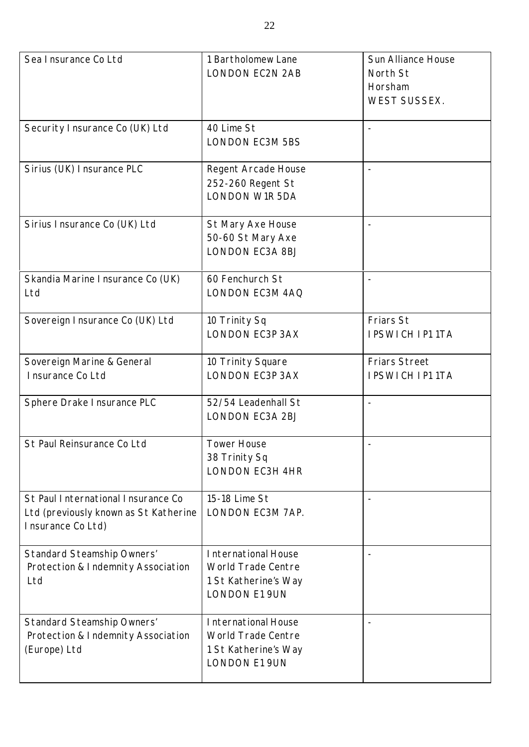| | | |
|---|---|---|
| Sea Insurance Co Ltd | 1 Bartholomew Lane<br>LONDON EC2N 2AB | Sun Alliance House<br>North St<br>Horsham<br>WEST SUSSEX. |
| Security Insurance Co (UK) Ltd | 40 Lime St<br>LONDON EC3M 5BS | - |
| Sirius (UK) Insurance PLC | Regent Arcade House<br>252-260 Regent St<br>LONDON W1R 5DA | - |
| Sirius Insurance Co (UK) Ltd | St Mary Axe House<br>50-60 St Mary Axe<br>LONDON EC3A 8BJ | - |
| Skandia Marine Insurance Co (UK) Ltd | 60 Fenchurch St<br>LONDON EC3M 4AQ | - |
| Sovereign Insurance Co (UK) Ltd | 10 Trinity Sq<br>LONDON EC3P 3AX | Friars St<br>IPSWICH IP1 1TA |
| Sovereign Marine & General Insurance Co Ltd | 10 Trinity Square<br>LONDON EC3P 3AX | Friars Street<br>IPSWICH IP1 1TA |
| Sphere Drake Insurance PLC | 52/54 Leadenhall St<br>LONDON EC3A 2BJ | - |
| St Paul Reinsurance Co Ltd | Tower House<br>38 Trinity Sq<br>LONDON EC3H 4HR | - |
| St Paul International Insurance Co Ltd (previously known as St Katherine Insurance Co Ltd) | 15-18 Lime St<br>LONDON EC3M 7AP. | - |
| Standard Steamship Owners' Protection & Indemnity Association Ltd | International House<br>World Trade Centre<br>1 St Katherine's Way<br>LONDON E1 9UN | - |
| Standard Steamship Owners' Protection & Indemnity Association (Europe) Ltd | International House<br>World Trade Centre<br>1 St Katherine's Way<br>LONDON E1 9UN | - |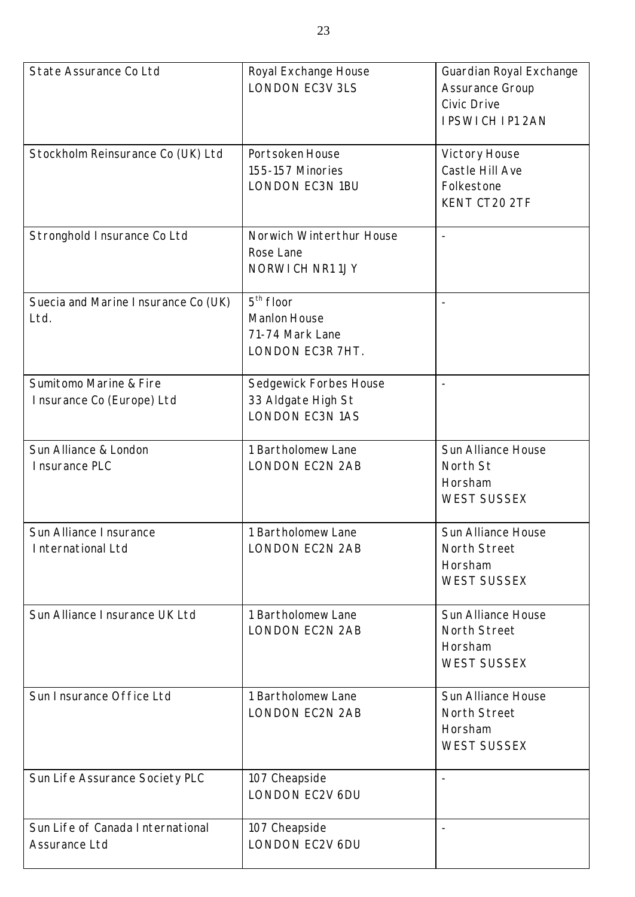| State Assurance Co Ltd | Royal Exchange House<br>LONDON EC3V 3LS | Guardian Royal Exchange Assurance Group<br>Civic Drive<br>IPSWICH IP1 2AN |
|---|---|---|
| Stockholm Reinsurance Co (UK) Ltd | Portsoken House<br>155-157 Minories<br>LONDON EC3N 1BU | Victory House<br>Castle Hill Ave<br>Folkestone<br>KENT CT20 2TF |
| Stronghold Insurance Co Ltd | Norwich Winterthur House<br>Rose Lane<br>NORWICH NR1 1JY | - |
| Suecia and Marine Insurance Co (UK) Ltd. | 5th floor<br>Manlon House<br>71-74 Mark Lane<br>LONDON EC3R 7HT. | - |
| Sumitomo Marine & Fire Insurance Co (Europe) Ltd | Sedgewick Forbes House<br>33 Aldgate High St<br>LONDON EC3N 1AS | - |
| Sun Alliance & London Insurance PLC | 1 Bartholomew Lane<br>LONDON EC2N 2AB | Sun Alliance House<br>North St<br>Horsham<br>WEST SUSSEX |
| Sun Alliance Insurance International Ltd | 1 Bartholomew Lane<br>LONDON EC2N 2AB | Sun Alliance House<br>North Street<br>Horsham<br>WEST SUSSEX |
| Sun Alliance Insurance UK Ltd | 1 Bartholomew Lane<br>LONDON EC2N 2AB | Sun Alliance House<br>North Street<br>Horsham<br>WEST SUSSEX |
| Sun Insurance Office Ltd | 1 Bartholomew Lane<br>LONDON EC2N 2AB | Sun Alliance House<br>North Street<br>Horsham<br>WEST SUSSEX |
| Sun Life Assurance Society PLC | 107 Cheapside<br>LONDON EC2V 6DU | - |
| Sun Life of Canada International Assurance Ltd | 107 Cheapside<br>LONDON EC2V 6DU | - |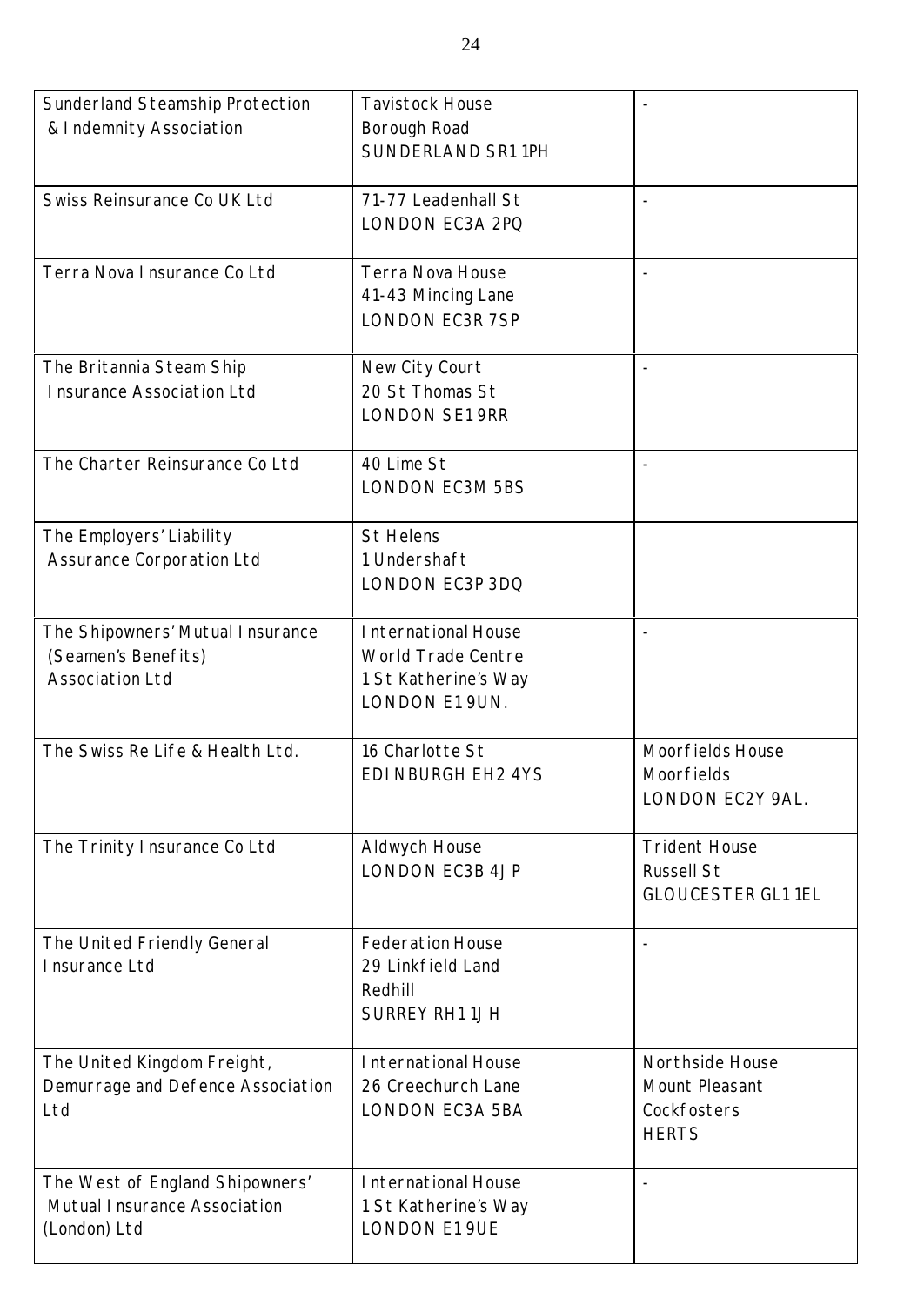| | | |
|---|---|---|
| Sunderland Steamship Protection & Indemnity Association | Tavistock House<br>Borough Road<br>SUNDERLAND SR1 1PH | - |
| Swiss Reinsurance Co UK Ltd | 71-77 Leadenhall St<br>LONDON EC3A 2PQ | - |
| Terra Nova Insurance Co Ltd | Terra Nova House<br>41-43 Mincing Lane<br>LONDON EC3R 7SP | - |
| The Britannia Steam Ship Insurance Association Ltd | New City Court<br>20 St Thomas St<br>LONDON SE1 9RR | - |
| The Charter Reinsurance Co Ltd | 40 Lime St<br>LONDON EC3M 5BS | - |
| The Employers' Liability Assurance Corporation Ltd | St Helens<br>1 Undershaft<br>LONDON EC3P 3DQ | |
| The Shipowners' Mutual Insurance (Seamen's Benefits) Association Ltd | International House<br>World Trade Centre<br>1 St Katherine's Way<br>LONDON E1 9UN. | - |
| The Swiss Re Life & Health Ltd. | 16 Charlotte St<br>EDINBURGH EH2 4YS | Moorfields House<br>Moorfields<br>LONDON EC2Y 9AL. |
| The Trinity Insurance Co Ltd | Aldwych House<br>LONDON EC3B 4JP | Trident House<br>Russell St<br>GLOUCESTER GL1 1EL |
| The United Friendly General Insurance Ltd | Federation House<br>29 Linkfield Land<br>Redhill<br>SURREY RH1 1JH | - |
| The United Kingdom Freight, Demurrage and Defence Association Ltd | International House<br>26 Creechurch Lane<br>LONDON EC3A 5BA | Northside House<br>Mount Pleasant<br>Cockfosters<br>HERTS |
| The West of England Shipowners' Mutual Insurance Association (London) Ltd | International House<br>1 St Katherine's Way<br>LONDON E1 9UE | - |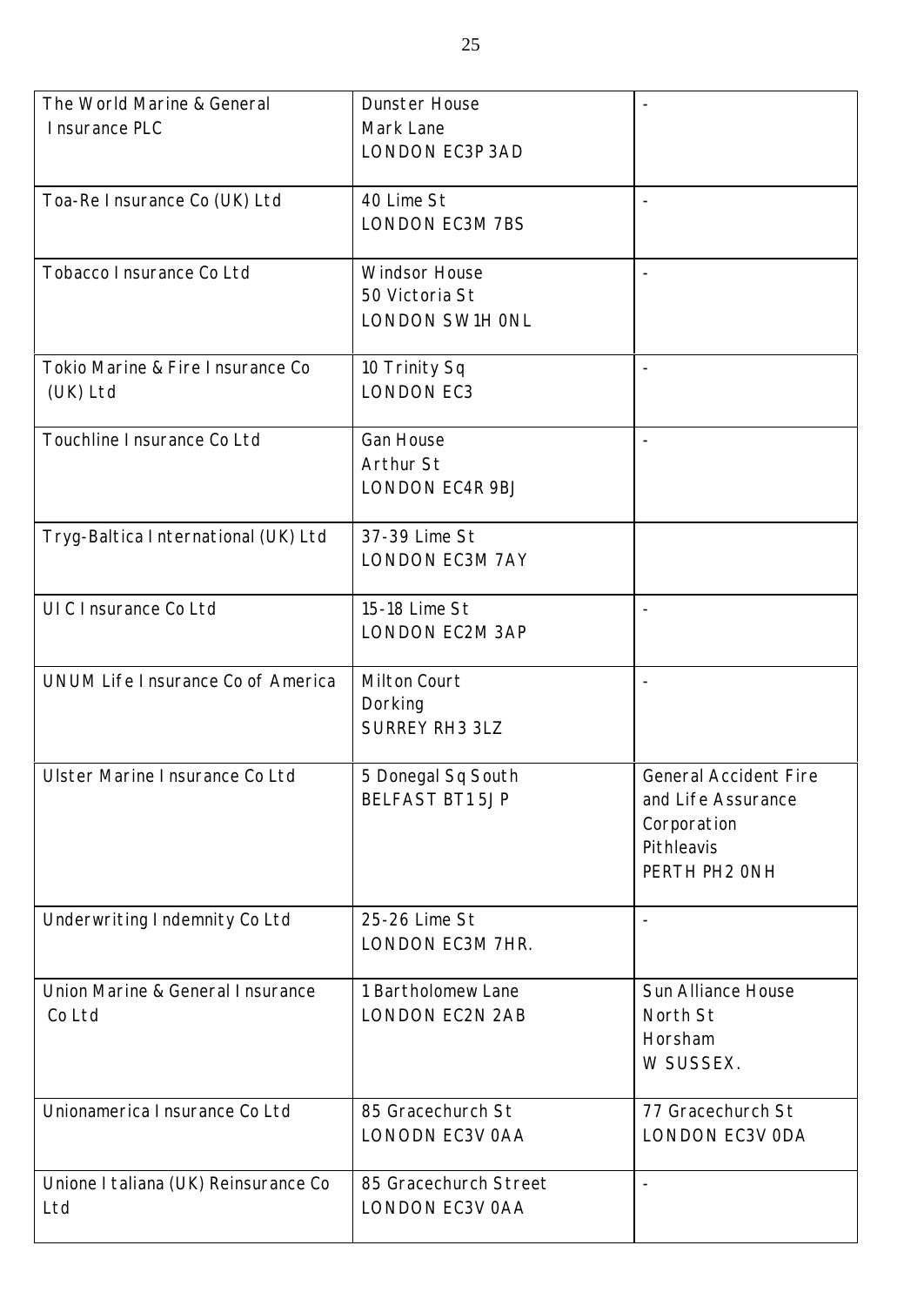| | | |
|---|---|---|
| The World Marine & General Insurance PLC | Dunster House<br>Mark Lane<br>LONDON EC3P 3AD | - |
| Toa-Re Insurance Co (UK) Ltd | 40 Lime St<br>LONDON EC3M 7BS | - |
| Tobacco Insurance Co Ltd | Windsor House<br>50 Victoria St<br>LONDON SW1H 0NL | - |
| Tokio Marine & Fire Insurance Co (UK) Ltd | 10 Trinity Sq<br>LONDON EC3 | - |
| Touchline Insurance Co Ltd | Gan House<br>Arthur St<br>LONDON EC4R 9BJ | - |
| Tryg-Baltica International (UK) Ltd | 37-39 Lime St<br>LONDON EC3M 7AY | |
| UIC Insurance Co Ltd | 15-18 Lime St<br>LONDON EC2M 3AP | - |
| UNUM Life Insurance Co of America | Milton Court<br>Dorking<br>SURREY RH3 3LZ | - |
| Ulster Marine Insurance Co Ltd | 5 Donegal Sq South<br>BELFAST BT1 5JP | General Accident Fire and Life Assurance Corporation<br>Pithleavis<br>PERTH PH2 0NH |
| Underwriting Indemnity Co Ltd | 25-26 Lime St<br>LONDON EC3M 7HR. | - |
| Union Marine & General Insurance Co Ltd | 1 Bartholomew Lane<br>LONDON EC2N 2AB | Sun Alliance House<br>North St<br>Horsham<br>W SUSSEX. |
| Unionamerica Insurance Co Ltd | 85 Gracechurch St<br>LONODN EC3V 0AA | 77 Gracechurch St<br>LONDON EC3V 0DA |
| Unione Italiana (UK) Reinsurance Co Ltd | 85 Gracechurch Street<br>LONDON EC3V 0AA | - |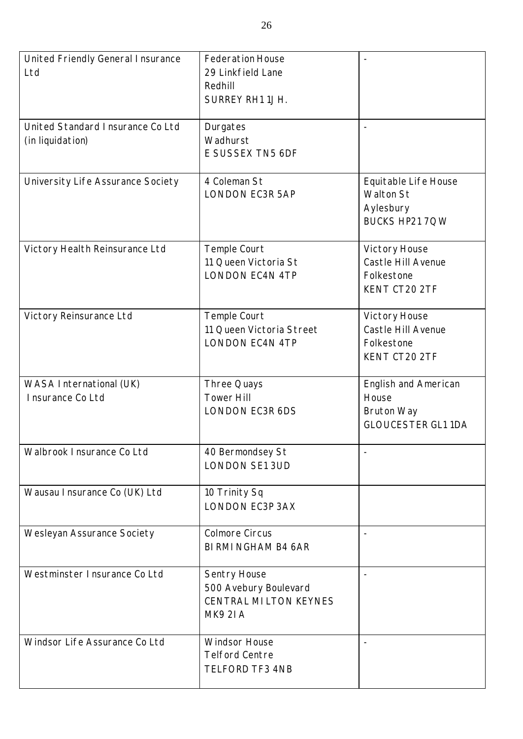| | | |
|---|---|---|
| United Friendly General Insurance Ltd | Federation House<br>29 Linkfield Lane<br>Redhill<br>SURREY RH1 1JH. | - |
| United Standard Insurance Co Ltd (in liquidation) | Durgates<br>Wadhurst<br>E SUSSEX TN5 6DF | - |
| University Life Assurance Society | 4 Coleman St<br>LONDON EC3R 5AP | Equitable Life House<br>Walton St<br>Aylesbury<br>BUCKS HP21 7QW |
| Victory Health Reinsurance Ltd | Temple Court<br>11 Queen Victoria St<br>LONDON EC4N 4TP | Victory House<br>Castle Hill Avenue<br>Folkestone<br>KENT CT20 2TF |
| Victory Reinsurance Ltd | Temple Court<br>11 Queen Victoria Street<br>LONDON EC4N 4TP | Victory House<br>Castle Hill Avenue<br>Folkestone<br>KENT CT20 2TF |
| WASA International (UK) Insurance Co Ltd | Three Quays<br>Tower Hill<br>LONDON EC3R 6DS | English and American House<br>Bruton Way<br>GLOUCESTER GL1 1DA |
| Walbrook Insurance Co Ltd | 40 Bermondsey St<br>LONDON SE1 3UD | - |
| Wausau Insurance Co (UK) Ltd | 10 Trinity Sq<br>LONDON EC3P 3AX | |
| Wesleyan Assurance Society | Colmore Circus<br>BIRMINGHAM B4 6AR | - |
| Westminster Insurance Co Ltd | Sentry House<br>500 Avebury Boulevard<br>CENTRAL MILTON KEYNES<br>MK9 2IA | - |
| Windsor Life Assurance Co Ltd | Windsor House<br>Telford Centre<br>TELFORD TF3 4NB | - |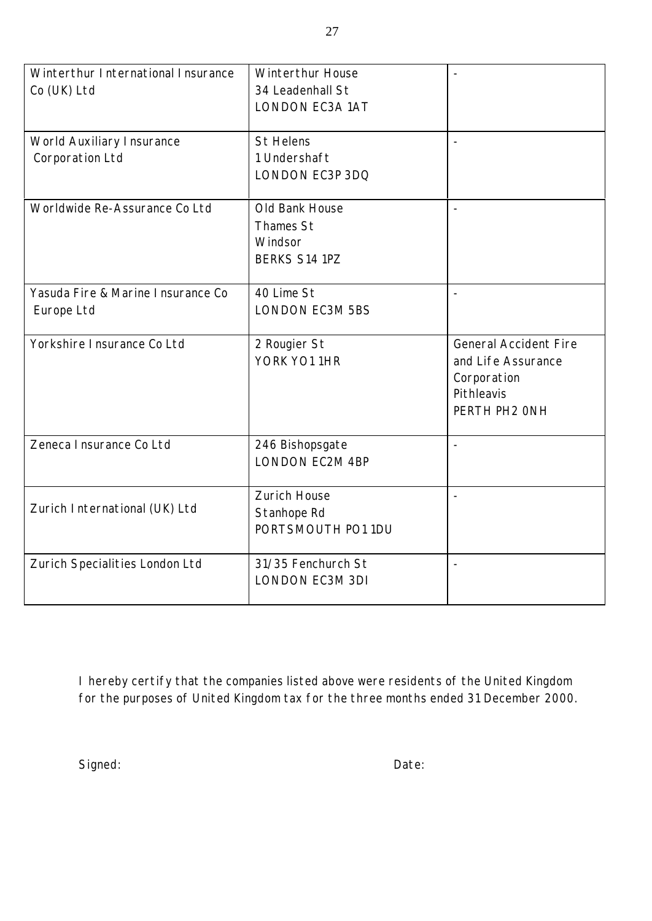| | | |
|---|---|---|
| Winterthur International Insurance Co (UK) Ltd | Winterthur House<br>34 Leadenhall St<br>LONDON EC3A 1AT | - |
| World Auxiliary Insurance Corporation Ltd | St Helens<br>1 Undershaft<br>LONDON EC3P 3DQ | - |
| Worldwide Re-Assurance Co Ltd | Old Bank House<br>Thames St<br>Windsor<br>BERKS S14 1PZ | - |
| Yasuda Fire & Marine Insurance Co Europe Ltd | 40 Lime St<br>LONDON EC3M 5BS | - |
| Yorkshire Insurance Co Ltd | 2 Rougier St<br>YORK YO1 1HR | General Accident Fire and Life Assurance Corporation<br>Pithleavis<br>PERTH PH2 0NH |
| Zeneca Insurance Co Ltd | 246 Bishopsgate<br>LONDON EC2M 4BP | - |
| Zurich International (UK) Ltd | Zurich House<br>Stanhope Rd<br>PORTSMOUTH PO1 1DU | - |
| Zurich Specialities London Ltd | 31/35 Fenchurch St<br>LONDON EC3M 3DI | - |

I hereby certify that the companies listed above were residents of the United Kingdom for the purposes of United Kingdom tax for the three months ended 31 December 2000.

Signed: Date: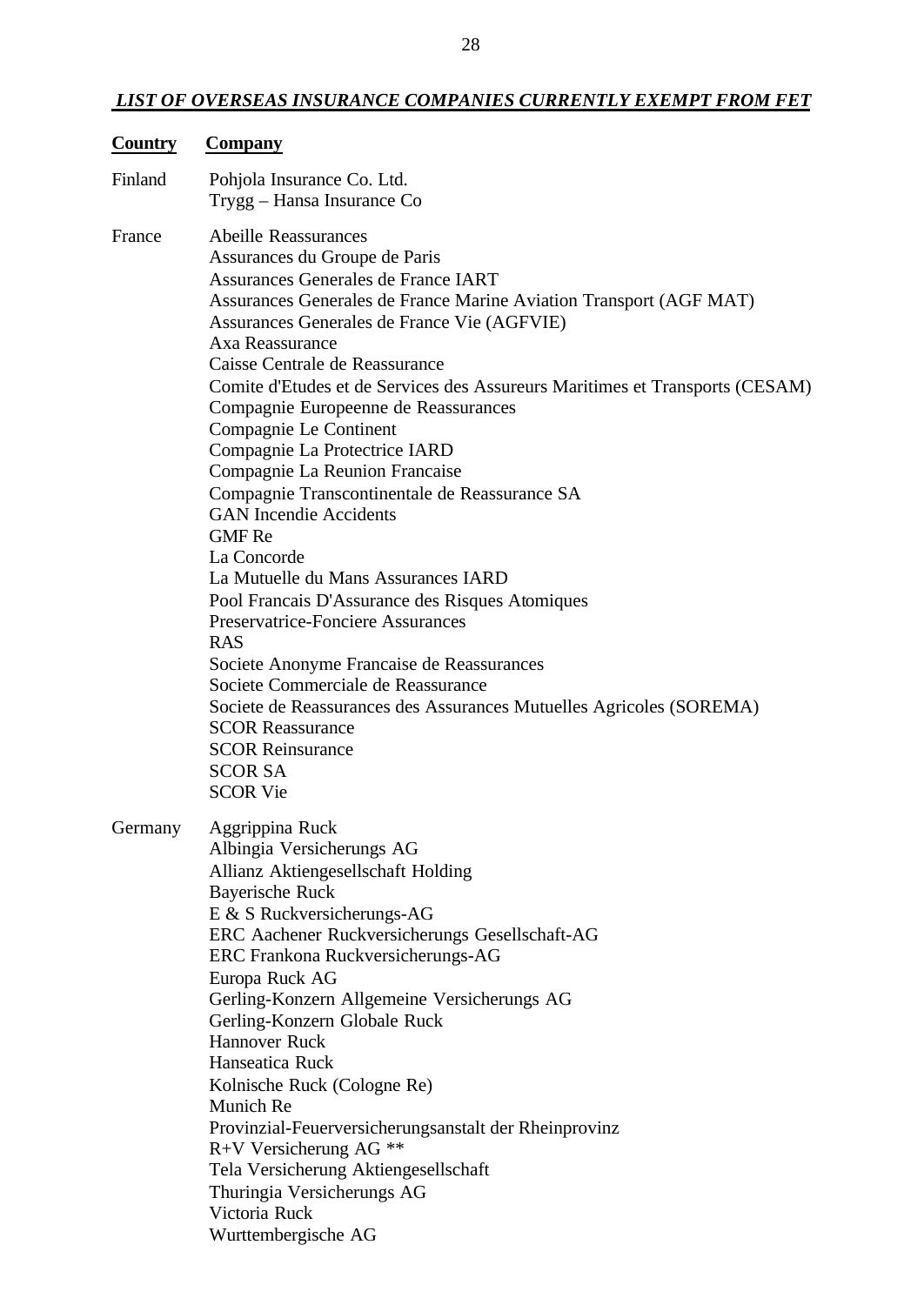***LIST OF OVERSEAS INSURANCE COMPANIES CURRENTLY EXEMPT FROM FET***

| Country | Company |
|---|---|
| Finland | Pohjola Insurance Co. Ltd.<br>Trygg – Hansa Insurance Co |
| France | Abeille Reassurances<br>Assurances du Groupe de Paris<br>Assurances Generales de France IART<br>Assurances Generales de France Marine Aviation Transport (AGF MAT)<br>Assurances Generales de France Vie (AGFVIE)<br>Axa Reassurance<br>Caisse Centrale de Reassurance<br>Comite d'Etudes et de Services des Assureurs Maritimes et Transports (CESAM)<br>Compagnie Europeenne de Reassurances<br>Compagnie Le Continent<br>Compagnie La Protectrice IARD<br>Compagnie La Reunion Francaise<br>Compagnie Transcontinentale de Reassurance SA<br>GAN Incendie Accidents<br>GMF Re<br>La Concorde<br>La Mutuelle du Mans Assurances IARD<br>Pool Francais D'Assurance des Risques Atomiques<br>Preservatrice-Fonciere Assurances<br>RAS<br>Societe Anonyme Francaise de Reassurances<br>Societe Commerciale de Reassurance<br>Societe de Reassurances des Assurances Mutuelles Agricoles (SOREMA)<br>SCOR Reassurance<br>SCOR Reinsurance<br>SCOR SA<br>SCOR Vie |
| Germany | Aggrippina Ruck<br>Albingia Versicherungs AG<br>Allianz Aktiengesellschaft Holding<br>Bayerische Ruck<br>E & S Ruckversicherungs-AG<br>ERC Aachener Ruckversicherungs Gesellschaft-AG<br>ERC Frankona Ruckversicherungs-AG<br>Europa Ruck AG<br>Gerling-Konzern Allgemeine Versicherungs AG<br>Gerling-Konzern Globale Ruck<br>Hannover Ruck<br>Hanseatica Ruck<br>Kolnische Ruck (Cologne Re)<br>Munich Re<br>Provinzial-Feuerversicherungsanstalt der Rheinprovinz<br>R+V Versicherung AG **<br>Tela Versicherung Aktiengesellschaft<br>Thuringia Versicherungs AG<br>Victoria Ruck<br>Wurttembergische AG |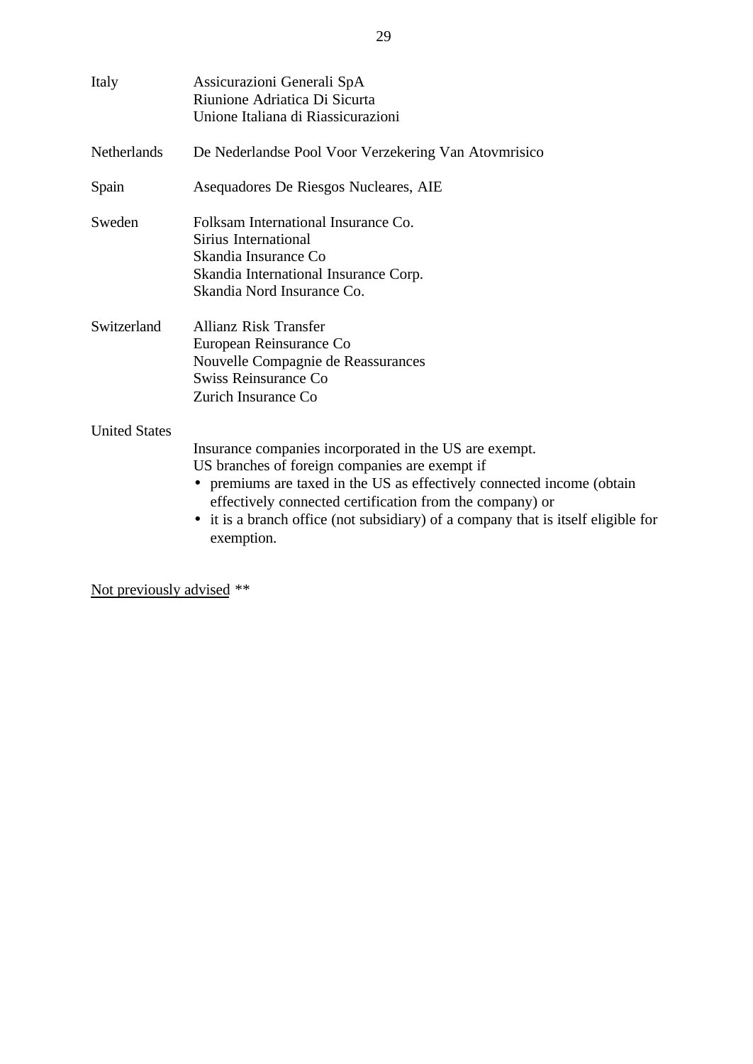| | |
|---|---|
| Italy | Assicurazioni Generali SpA<br>Riunione Adriatica Di Sicurta<br>Unione Italiana di Riassicurazioni |
| Netherlands | De Nederlandse Pool Voor Verzekering Van Atovmrisico |
| Spain | Asequadores De Riesgos Nucleares, AIE |
| Sweden | Folksam International Insurance Co.<br>Sirius International<br>Skandia Insurance Co<br>Skandia International Insurance Corp.<br>Skandia Nord Insurance Co. |
| Switzerland | Allianz Risk Transfer<br>European Reinsurance Co<br>Nouvelle Compagnie de Reassurances<br>Swiss Reinsurance Co<br>Zurich Insurance Co |

United States

Insurance companies incorporated in the US are exempt.
US branches of foreign companies are exempt if

- premiums are taxed in the US as effectively connected income (obtain effectively connected certification from the company) or
- it is a branch office (not subsidiary) of a company that is itself eligible for exemption.

<u>Not previously advised</u> **